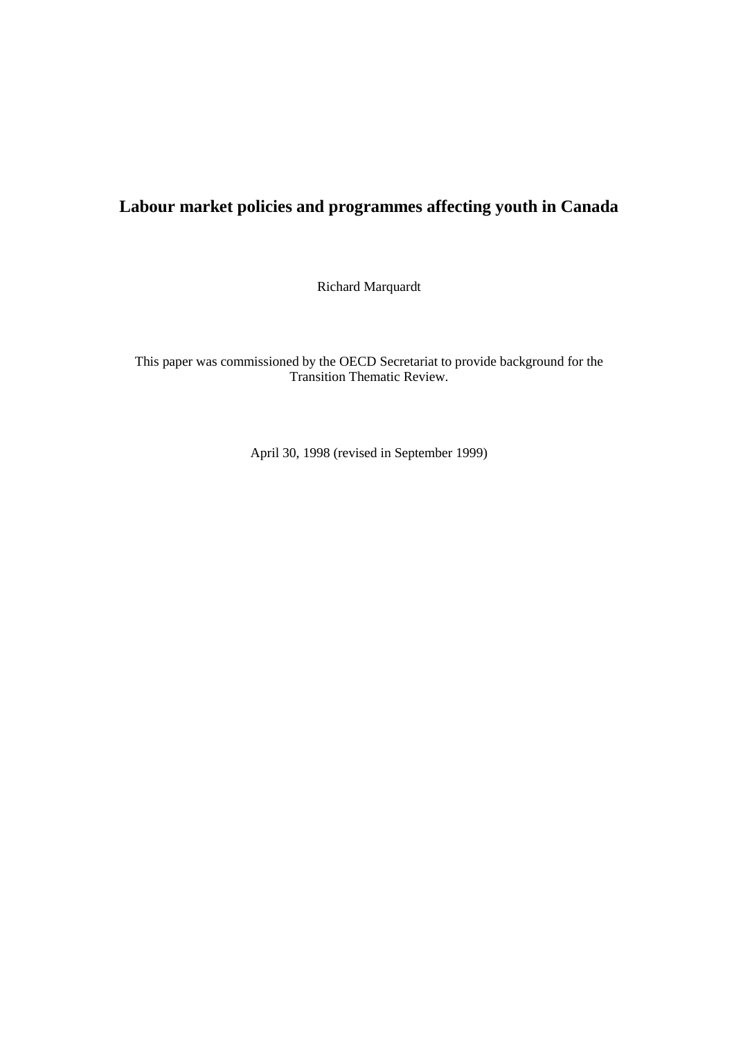# Labour market policies and programmes affecting youth in Canada

Richard Marquardt

This paper was commissioned by the OECD Secretariat to provide background for the Transition Thematic Review.

April 30, 1998 (revised in September 1999)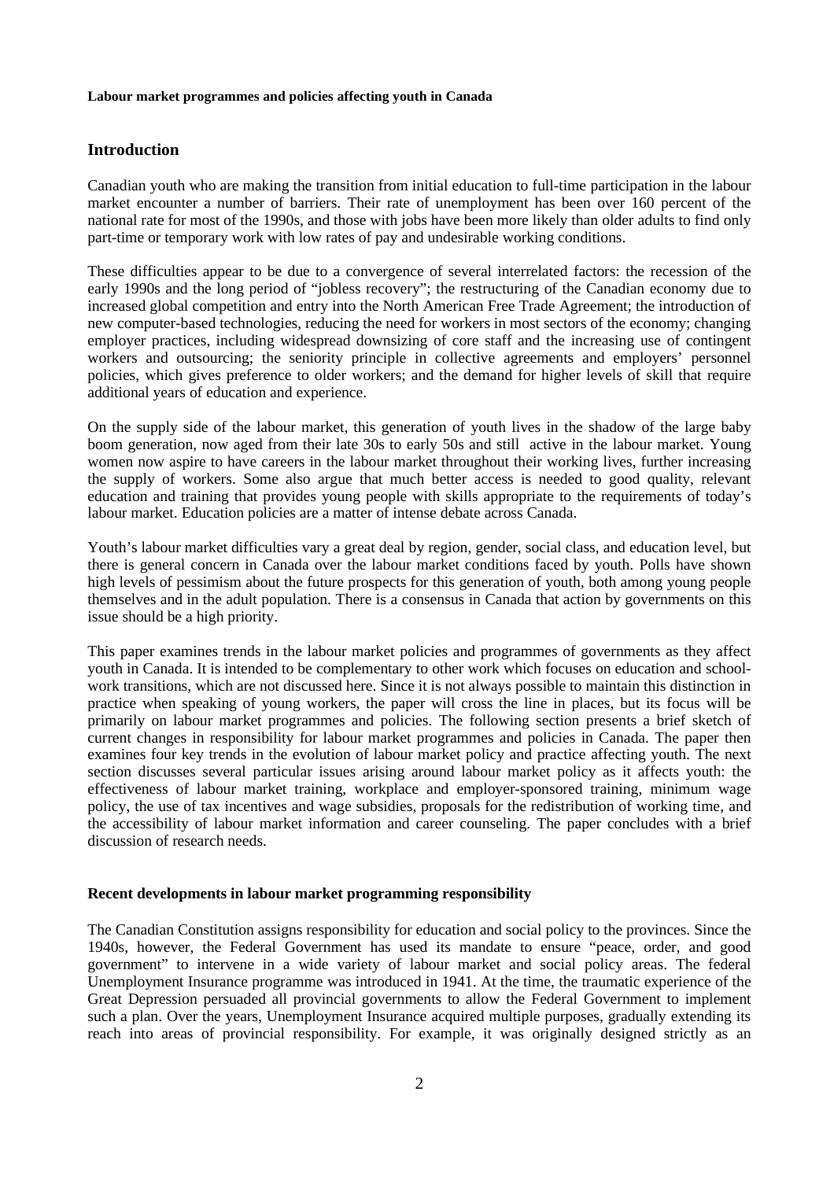**Labour market programmes and policies affecting youth in Canada**

## Introduction

Canadian youth who are making the transition from initial education to full-time participation in the labour market encounter a number of barriers. Their rate of unemployment has been over 160 percent of the national rate for most of the 1990s, and those with jobs have been more likely than older adults to find only part-time or temporary work with low rates of pay and undesirable working conditions.

These difficulties appear to be due to a convergence of several interrelated factors: the recession of the early 1990s and the long period of "jobless recovery"; the restructuring of the Canadian economy due to increased global competition and entry into the North American Free Trade Agreement; the introduction of new computer-based technologies, reducing the need for workers in most sectors of the economy; changing employer practices, including widespread downsizing of core staff and the increasing use of contingent workers and outsourcing; the seniority principle in collective agreements and employers' personnel policies, which gives preference to older workers; and the demand for higher levels of skill that require additional years of education and experience.

On the supply side of the labour market, this generation of youth lives in the shadow of the large baby boom generation, now aged from their late 30s to early 50s and still active in the labour market. Young women now aspire to have careers in the labour market throughout their working lives, further increasing the supply of workers. Some also argue that much better access is needed to good quality, relevant education and training that provides young people with skills appropriate to the requirements of today's labour market. Education policies are a matter of intense debate across Canada.

Youth's labour market difficulties vary a great deal by region, gender, social class, and education level, but there is general concern in Canada over the labour market conditions faced by youth. Polls have shown high levels of pessimism about the future prospects for this generation of youth, both among young people themselves and in the adult population. There is a consensus in Canada that action by governments on this issue should be a high priority.

This paper examines trends in the labour market policies and programmes of governments as they affect youth in Canada. It is intended to be complementary to other work which focuses on education and school-work transitions, which are not discussed here. Since it is not always possible to maintain this distinction in practice when speaking of young workers, the paper will cross the line in places, but its focus will be primarily on labour market programmes and policies. The following section presents a brief sketch of current changes in responsibility for labour market programmes and policies in Canada. The paper then examines four key trends in the evolution of labour market policy and practice affecting youth. The next section discusses several particular issues arising around labour market policy as it affects youth: the effectiveness of labour market training, workplace and employer-sponsored training, minimum wage policy, the use of tax incentives and wage subsidies, proposals for the redistribution of working time, and the accessibility of labour market information and career counseling. The paper concludes with a brief discussion of research needs.

### Recent developments in labour market programming responsibility

The Canadian Constitution assigns responsibility for education and social policy to the provinces. Since the 1940s, however, the Federal Government has used its mandate to ensure "peace, order, and good government" to intervene in a wide variety of labour market and social policy areas. The federal Unemployment Insurance programme was introduced in 1941. At the time, the traumatic experience of the Great Depression persuaded all provincial governments to allow the Federal Government to implement such a plan. Over the years, Unemployment Insurance acquired multiple purposes, gradually extending its reach into areas of provincial responsibility. For example, it was originally designed strictly as an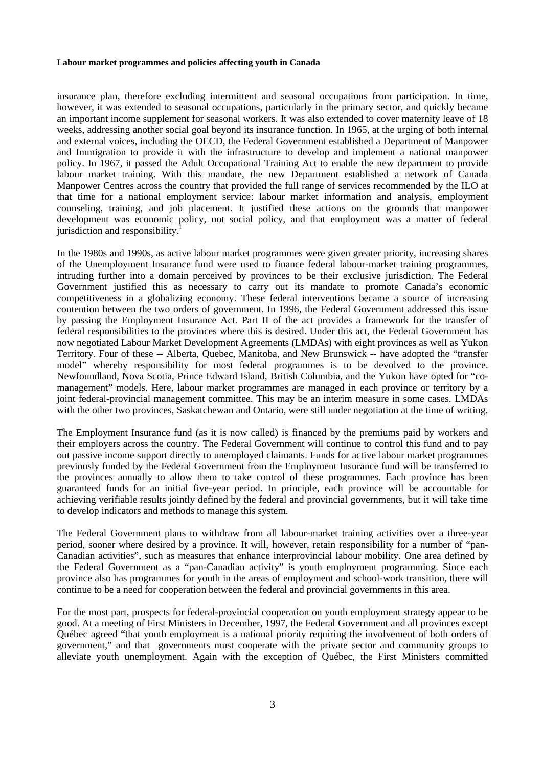insurance plan, therefore excluding intermittent and seasonal occupations from participation. In time, however, it was extended to seasonal occupations, particularly in the primary sector, and quickly became an important income supplement for seasonal workers. It was also extended to cover maternity leave of 18 weeks, addressing another social goal beyond its insurance function. In 1965, at the urging of both internal and external voices, including the OECD, the Federal Government established a Department of Manpower and Immigration to provide it with the infrastructure to develop and implement a national manpower policy. In 1967, it passed the Adult Occupational Training Act to enable the new department to provide labour market training. With this mandate, the new Department established a network of Canada Manpower Centres across the country that provided the full range of services recommended by the ILO at that time for a national employment service: labour market information and analysis, employment counseling, training, and job placement. It justified these actions on the grounds that manpower development was economic policy, not social policy, and that employment was a matter of federal jurisdiction and responsibility.[1]

In the 1980s and 1990s, as active labour market programmes were given greater priority, increasing shares of the Unemployment Insurance fund were used to finance federal labour-market training programmes, intruding further into a domain perceived by provinces to be their exclusive jurisdiction. The Federal Government justified this as necessary to carry out its mandate to promote Canada's economic competitiveness in a globalizing economy. These federal interventions became a source of increasing contention between the two orders of government. In 1996, the Federal Government addressed this issue by passing the Employment Insurance Act. Part II of the act provides a framework for the transfer of federal responsibilities to the provinces where this is desired. Under this act, the Federal Government has now negotiated Labour Market Development Agreements (LMDAs) with eight provinces as well as Yukon Territory. Four of these -- Alberta, Quebec, Manitoba, and New Brunswick -- have adopted the "transfer model" whereby responsibility for most federal programmes is to be devolved to the province. Newfoundland, Nova Scotia, Prince Edward Island, British Columbia, and the Yukon have opted for "co-management" models. Here, labour market programmes are managed in each province or territory by a joint federal-provincial management committee. This may be an interim measure in some cases. LMDAs with the other two provinces, Saskatchewan and Ontario, were still under negotiation at the time of writing.

The Employment Insurance fund (as it is now called) is financed by the premiums paid by workers and their employers across the country. The Federal Government will continue to control this fund and to pay out passive income support directly to unemployed claimants. Funds for active labour market programmes previously funded by the Federal Government from the Employment Insurance fund will be transferred to the provinces annually to allow them to take control of these programmes. Each province has been guaranteed funds for an initial five-year period. In principle, each province will be accountable for achieving verifiable results jointly defined by the federal and provincial governments, but it will take time to develop indicators and methods to manage this system.

The Federal Government plans to withdraw from all labour-market training activities over a three-year period, sooner where desired by a province. It will, however, retain responsibility for a number of "pan-Canadian activities", such as measures that enhance interprovincial labour mobility. One area defined by the Federal Government as a "pan-Canadian activity" is youth employment programming. Since each province also has programmes for youth in the areas of employment and school-work transition, there will continue to be a need for cooperation between the federal and provincial governments in this area.

For the most part, prospects for federal-provincial cooperation on youth employment strategy appear to be good. At a meeting of First Ministers in December, 1997, the Federal Government and all provinces except Québec agreed "that youth employment is a national priority requiring the involvement of both orders of government," and that governments must cooperate with the private sector and community groups to alleviate youth unemployment. Again with the exception of Québec, the First Ministers committed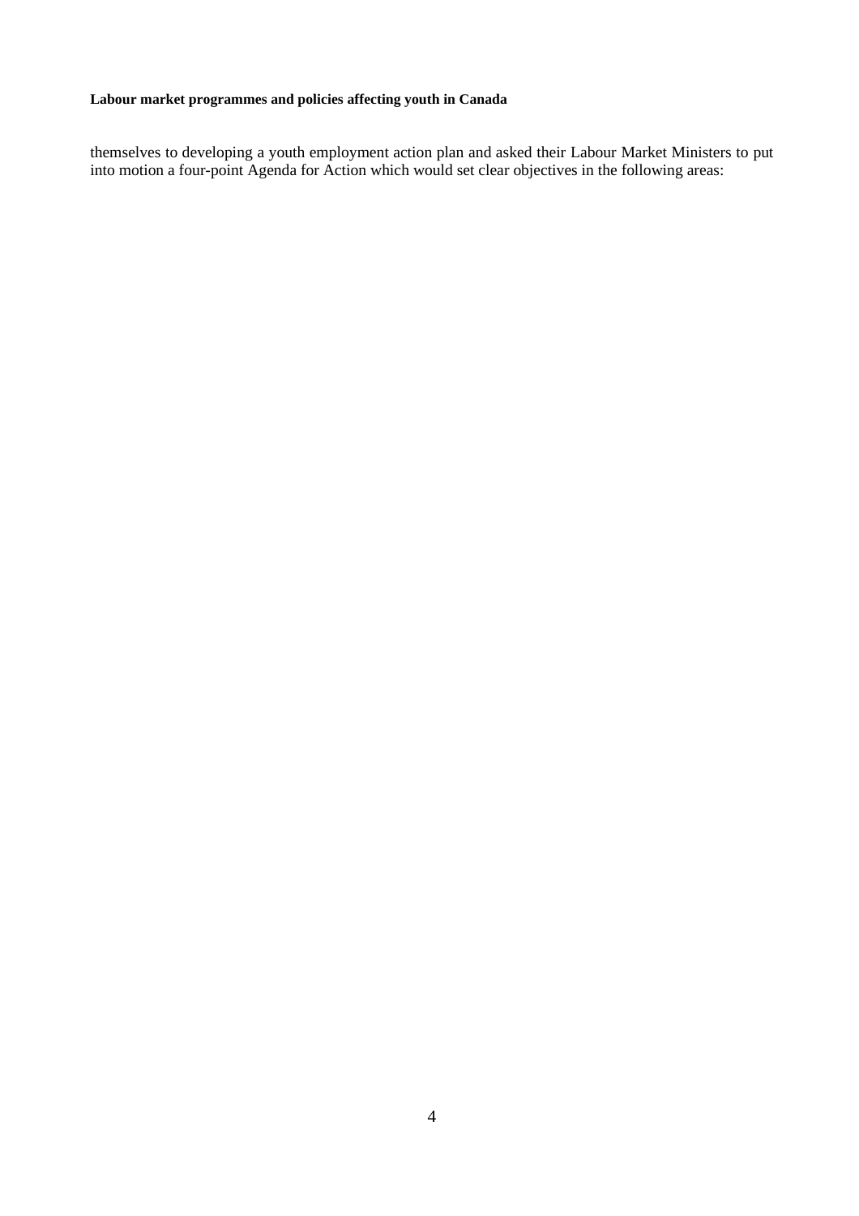themselves to developing a youth employment action plan and asked their Labour Market Ministers to put into motion a four-point Agenda for Action which would set clear objectives in the following areas: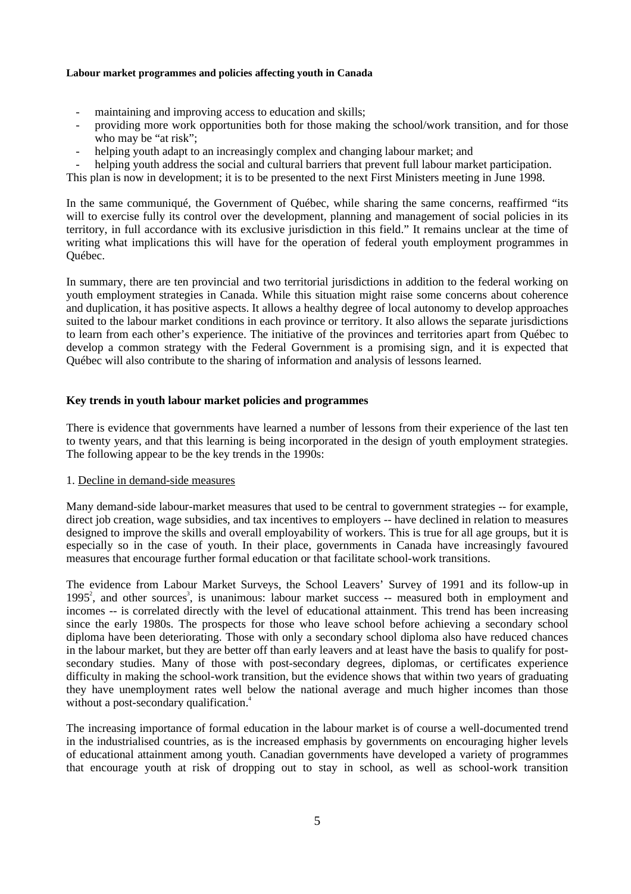- maintaining and improving access to education and skills;
- providing more work opportunities both for those making the school/work transition, and for those who may be "at risk";
- helping youth adapt to an increasingly complex and changing labour market; and
- helping youth address the social and cultural barriers that prevent full labour market participation.

This plan is now in development; it is to be presented to the next First Ministers meeting in June 1998.

In the same communiqué, the Government of Québec, while sharing the same concerns, reaffirmed "its will to exercise fully its control over the development, planning and management of social policies in its territory, in full accordance with its exclusive jurisdiction in this field." It remains unclear at the time of writing what implications this will have for the operation of federal youth employment programmes in Québec.

In summary, there are ten provincial and two territorial jurisdictions in addition to the federal working on youth employment strategies in Canada. While this situation might raise some concerns about coherence and duplication, it has positive aspects. It allows a healthy degree of local autonomy to develop approaches suited to the labour market conditions in each province or territory. It also allows the separate jurisdictions to learn from each other's experience. The initiative of the provinces and territories apart from Québec to develop a common strategy with the Federal Government is a promising sign, and it is expected that Québec will also contribute to the sharing of information and analysis of lessons learned.

## Key trends in youth labour market policies and programmes

There is evidence that governments have learned a number of lessons from their experience of the last ten to twenty years, and that this learning is being incorporated in the design of youth employment strategies. The following appear to be the key trends in the 1990s:

1. Decline in demand-side measures

Many demand-side labour-market measures that used to be central to government strategies -- for example, direct job creation, wage subsidies, and tax incentives to employers -- have declined in relation to measures designed to improve the skills and overall employability of workers. This is true for all age groups, but it is especially so in the case of youth. In their place, governments in Canada have increasingly favoured measures that encourage further formal education or that facilitate school-work transitions.

The evidence from Labour Market Surveys, the School Leavers' Survey of 1991 and its follow-up in 1995[2], and other sources[3], is unanimous: labour market success -- measured both in employment and incomes -- is correlated directly with the level of educational attainment. This trend has been increasing since the early 1980s. The prospects for those who leave school before achieving a secondary school diploma have been deteriorating. Those with only a secondary school diploma also have reduced chances in the labour market, but they are better off than early leavers and at least have the basis to qualify for post-secondary studies. Many of those with post-secondary degrees, diplomas, or certificates experience difficulty in making the school-work transition, but the evidence shows that within two years of graduating they have unemployment rates well below the national average and much higher incomes than those without a post-secondary qualification.[4]

The increasing importance of formal education in the labour market is of course a well-documented trend in the industrialised countries, as is the increased emphasis by governments on encouraging higher levels of educational attainment among youth. Canadian governments have developed a variety of programmes that encourage youth at risk of dropping out to stay in school, as well as school-work transition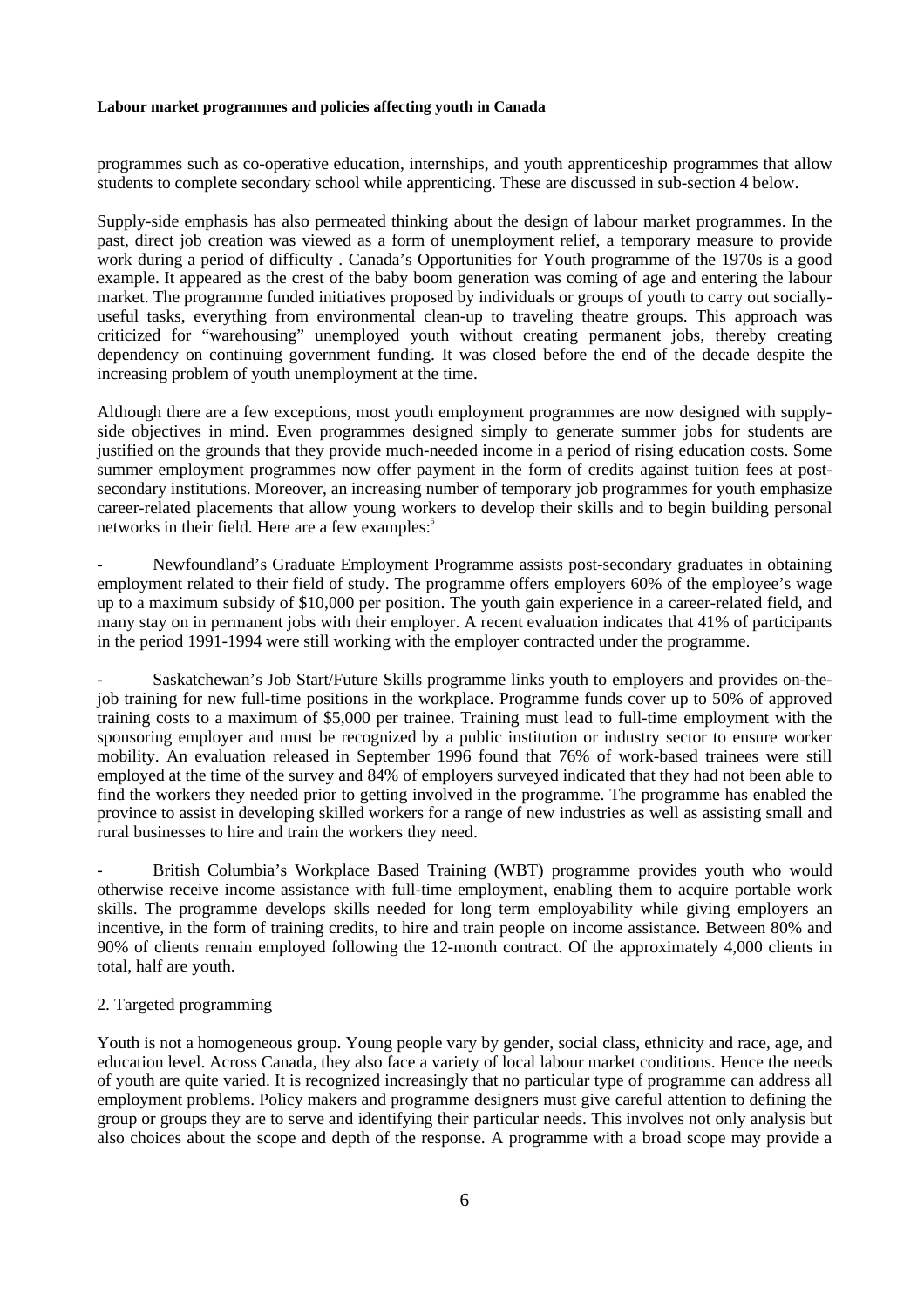programmes such as co-operative education, internships, and youth apprenticeship programmes that allow students to complete secondary school while apprenticing. These are discussed in sub-section 4 below.

Supply-side emphasis has also permeated thinking about the design of labour market programmes. In the past, direct job creation was viewed as a form of unemployment relief, a temporary measure to provide work during a period of difficulty . Canada's Opportunities for Youth programme of the 1970s is a good example. It appeared as the crest of the baby boom generation was coming of age and entering the labour market. The programme funded initiatives proposed by individuals or groups of youth to carry out socially-useful tasks, everything from environmental clean-up to traveling theatre groups. This approach was criticized for "warehousing" unemployed youth without creating permanent jobs, thereby creating dependency on continuing government funding. It was closed before the end of the decade despite the increasing problem of youth unemployment at the time.

Although there are a few exceptions, most youth employment programmes are now designed with supply-side objectives in mind. Even programmes designed simply to generate summer jobs for students are justified on the grounds that they provide much-needed income in a period of rising education costs. Some summer employment programmes now offer payment in the form of credits against tuition fees at post-secondary institutions. Moreover, an increasing number of temporary job programmes for youth emphasize career-related placements that allow young workers to develop their skills and to begin building personal networks in their field. Here are a few examples:[5]

- Newfoundland's Graduate Employment Programme assists post-secondary graduates in obtaining employment related to their field of study. The programme offers employers 60% of the employee's wage up to a maximum subsidy of $10,000 per position. The youth gain experience in a career-related field, and many stay on in permanent jobs with their employer. A recent evaluation indicates that 41% of participants in the period 1991-1994 were still working with the employer contracted under the programme.

- Saskatchewan's Job Start/Future Skills programme links youth to employers and provides on-the-job training for new full-time positions in the workplace. Programme funds cover up to 50% of approved training costs to a maximum of $5,000 per trainee. Training must lead to full-time employment with the sponsoring employer and must be recognized by a public institution or industry sector to ensure worker mobility. An evaluation released in September 1996 found that 76% of work-based trainees were still employed at the time of the survey and 84% of employers surveyed indicated that they had not been able to find the workers they needed prior to getting involved in the programme. The programme has enabled the province to assist in developing skilled workers for a range of new industries as well as assisting small and rural businesses to hire and train the workers they need.

- British Columbia's Workplace Based Training (WBT) programme provides youth who would otherwise receive income assistance with full-time employment, enabling them to acquire portable work skills. The programme develops skills needed for long term employability while giving employers an incentive, in the form of training credits, to hire and train people on income assistance. Between 80% and 90% of clients remain employed following the 12-month contract. Of the approximately 4,000 clients in total, half are youth.

2. Targeted programming

Youth is not a homogeneous group. Young people vary by gender, social class, ethnicity and race, age, and education level. Across Canada, they also face a variety of local labour market conditions. Hence the needs of youth are quite varied. It is recognized increasingly that no particular type of programme can address all employment problems. Policy makers and programme designers must give careful attention to defining the group or groups they are to serve and identifying their particular needs. This involves not only analysis but also choices about the scope and depth of the response. A programme with a broad scope may provide a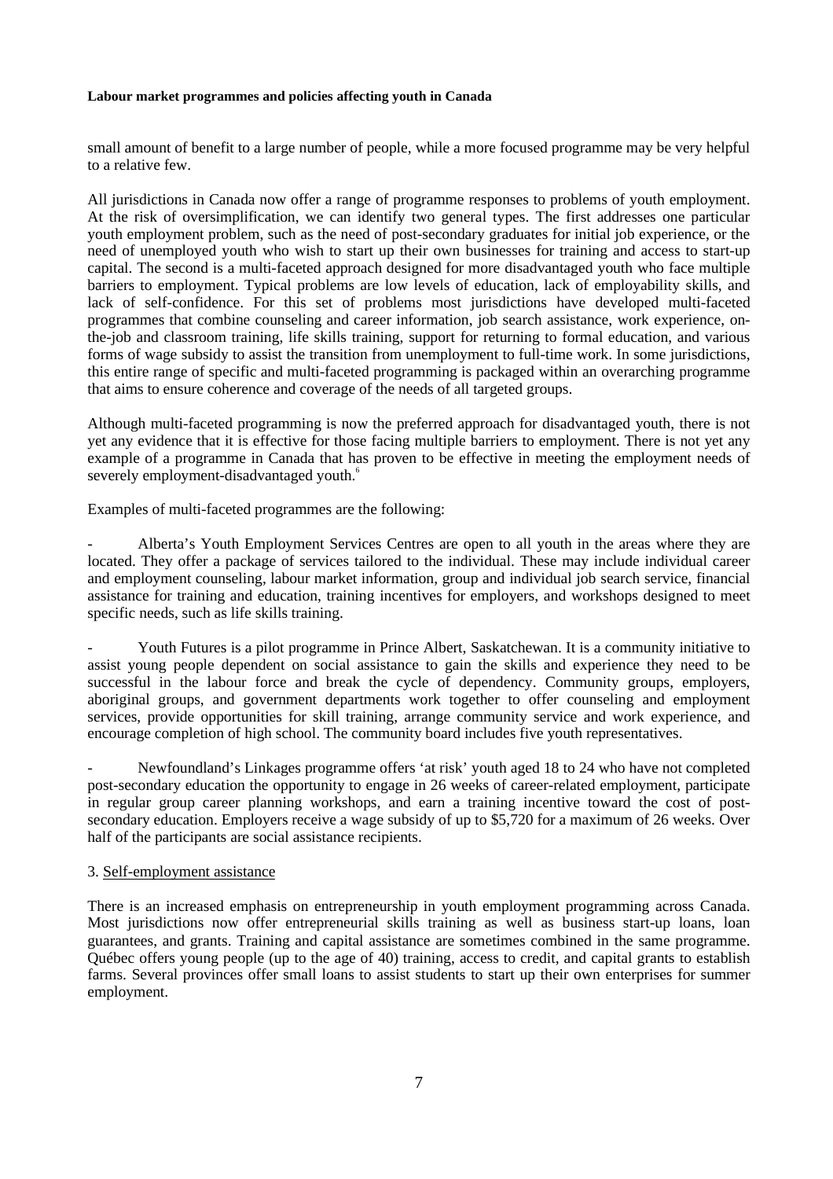small amount of benefit to a large number of people, while a more focused programme may be very helpful to a relative few.

All jurisdictions in Canada now offer a range of programme responses to problems of youth employment. At the risk of oversimplification, we can identify two general types. The first addresses one particular youth employment problem, such as the need of post-secondary graduates for initial job experience, or the need of unemployed youth who wish to start up their own businesses for training and access to start-up capital. The second is a multi-faceted approach designed for more disadvantaged youth who face multiple barriers to employment. Typical problems are low levels of education, lack of employability skills, and lack of self-confidence. For this set of problems most jurisdictions have developed multi-faceted programmes that combine counseling and career information, job search assistance, work experience, on-the-job and classroom training, life skills training, support for returning to formal education, and various forms of wage subsidy to assist the transition from unemployment to full-time work. In some jurisdictions, this entire range of specific and multi-faceted programming is packaged within an overarching programme that aims to ensure coherence and coverage of the needs of all targeted groups.

Although multi-faceted programming is now the preferred approach for disadvantaged youth, there is not yet any evidence that it is effective for those facing multiple barriers to employment. There is not yet any example of a programme in Canada that has proven to be effective in meeting the employment needs of severely employment-disadvantaged youth.[6]

Examples of multi-faceted programmes are the following:

- Alberta's Youth Employment Services Centres are open to all youth in the areas where they are located. They offer a package of services tailored to the individual. These may include individual career and employment counseling, labour market information, group and individual job search service, financial assistance for training and education, training incentives for employers, and workshops designed to meet specific needs, such as life skills training.

- Youth Futures is a pilot programme in Prince Albert, Saskatchewan. It is a community initiative to assist young people dependent on social assistance to gain the skills and experience they need to be successful in the labour force and break the cycle of dependency. Community groups, employers, aboriginal groups, and government departments work together to offer counseling and employment services, provide opportunities for skill training, arrange community service and work experience, and encourage completion of high school. The community board includes five youth representatives.

- Newfoundland's Linkages programme offers 'at risk' youth aged 18 to 24 who have not completed post-secondary education the opportunity to engage in 26 weeks of career-related employment, participate in regular group career planning workshops, and earn a training incentive toward the cost of post-secondary education. Employers receive a wage subsidy of up to $5,720 for a maximum of 26 weeks. Over half of the participants are social assistance recipients.

3. Self-employment assistance

There is an increased emphasis on entrepreneurship in youth employment programming across Canada. Most jurisdictions now offer entrepreneurial skills training as well as business start-up loans, loan guarantees, and grants. Training and capital assistance are sometimes combined in the same programme. Québec offers young people (up to the age of 40) training, access to credit, and capital grants to establish farms. Several provinces offer small loans to assist students to start up their own enterprises for summer employment.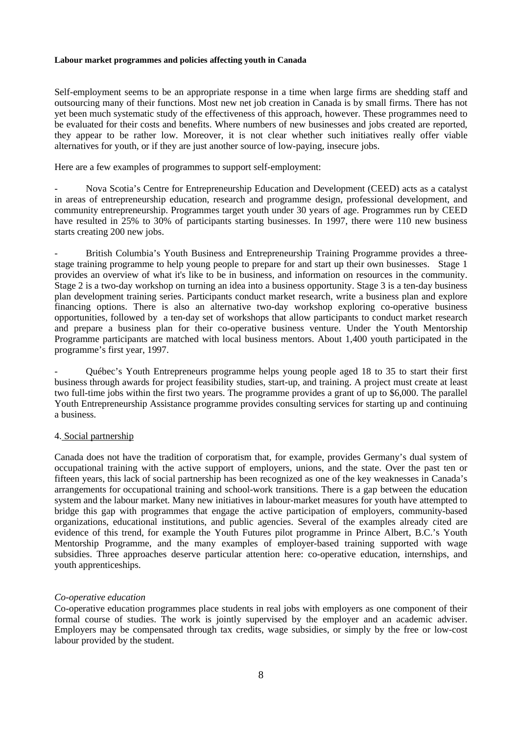**Labour market programmes and policies affecting youth in Canada**

Self-employment seems to be an appropriate response in a time when large firms are shedding staff and outsourcing many of their functions. Most new net job creation in Canada is by small firms. There has not yet been much systematic study of the effectiveness of this approach, however. These programmes need to be evaluated for their costs and benefits. Where numbers of new businesses and jobs created are reported, they appear to be rather low. Moreover, it is not clear whether such initiatives really offer viable alternatives for youth, or if they are just another source of low-paying, insecure jobs.

Here are a few examples of programmes to support self-employment:

- Nova Scotia's Centre for Entrepreneurship Education and Development (CEED) acts as a catalyst in areas of entrepreneurship education, research and programme design, professional development, and community entrepreneurship. Programmes target youth under 30 years of age. Programmes run by CEED have resulted in 25% to 30% of participants starting businesses. In 1997, there were 110 new business starts creating 200 new jobs.

- British Columbia's Youth Business and Entrepreneurship Training Programme provides a three-stage training programme to help young people to prepare for and start up their own businesses. Stage 1 provides an overview of what it's like to be in business, and information on resources in the community. Stage 2 is a two-day workshop on turning an idea into a business opportunity. Stage 3 is a ten-day business plan development training series. Participants conduct market research, write a business plan and explore financing options. There is also an alternative two-day workshop exploring co-operative business opportunities, followed by a ten-day set of workshops that allow participants to conduct market research and prepare a business plan for their co-operative business venture. Under the Youth Mentorship Programme participants are matched with local business mentors. About 1,400 youth participated in the programme's first year, 1997.

- Québec's Youth Entrepreneurs programme helps young people aged 18 to 35 to start their first business through awards for project feasibility studies, start-up, and training. A project must create at least two full-time jobs within the first two years. The programme provides a grant of up to $6,000. The parallel Youth Entrepreneurship Assistance programme provides consulting services for starting up and continuing a business.

4. Social partnership

Canada does not have the tradition of corporatism that, for example, provides Germany's dual system of occupational training with the active support of employers, unions, and the state. Over the past ten or fifteen years, this lack of social partnership has been recognized as one of the key weaknesses in Canada's arrangements for occupational training and school-work transitions. There is a gap between the education system and the labour market. Many new initiatives in labour-market measures for youth have attempted to bridge this gap with programmes that engage the active participation of employers, community-based organizations, educational institutions, and public agencies. Several of the examples already cited are evidence of this trend, for example the Youth Futures pilot programme in Prince Albert, B.C.'s Youth Mentorship Programme, and the many examples of employer-based training supported with wage subsidies. Three approaches deserve particular attention here: co-operative education, internships, and youth apprenticeships.

*Co-operative education*

Co-operative education programmes place students in real jobs with employers as one component of their formal course of studies. The work is jointly supervised by the employer and an academic adviser. Employers may be compensated through tax credits, wage subsidies, or simply by the free or low-cost labour provided by the student.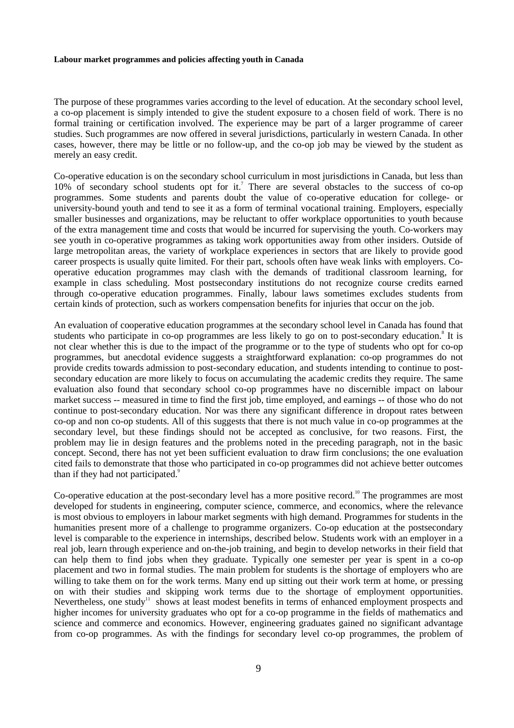The purpose of these programmes varies according to the level of education. At the secondary school level, a co-op placement is simply intended to give the student exposure to a chosen field of work. There is no formal training or certification involved. The experience may be part of a larger programme of career studies. Such programmes are now offered in several jurisdictions, particularly in western Canada. In other cases, however, there may be little or no follow-up, and the co-op job may be viewed by the student as merely an easy credit.

Co-operative education is on the secondary school curriculum in most jurisdictions in Canada, but less than 10% of secondary school students opt for it.[7] There are several obstacles to the success of co-op programmes. Some students and parents doubt the value of co-operative education for college- or university-bound youth and tend to see it as a form of terminal vocational training. Employers, especially smaller businesses and organizations, may be reluctant to offer workplace opportunities to youth because of the extra management time and costs that would be incurred for supervising the youth. Co-workers may see youth in co-operative programmes as taking work opportunities away from other insiders. Outside of large metropolitan areas, the variety of workplace experiences in sectors that are likely to provide good career prospects is usually quite limited. For their part, schools often have weak links with employers. Co-operative education programmes may clash with the demands of traditional classroom learning, for example in class scheduling. Most postsecondary institutions do not recognize course credits earned through co-operative education programmes. Finally, labour laws sometimes excludes students from certain kinds of protection, such as workers compensation benefits for injuries that occur on the job.

An evaluation of cooperative education programmes at the secondary school level in Canada has found that students who participate in co-op programmes are less likely to go on to post-secondary education.[8] It is not clear whether this is due to the impact of the programme or to the type of students who opt for co-op programmes, but anecdotal evidence suggests a straightforward explanation: co-op programmes do not provide credits towards admission to post-secondary education, and students intending to continue to post-secondary education are more likely to focus on accumulating the academic credits they require. The same evaluation also found that secondary school co-op programmes have no discernible impact on labour market success -- measured in time to find the first job, time employed, and earnings -- of those who do not continue to post-secondary education. Nor was there any significant difference in dropout rates between co-op and non co-op students. All of this suggests that there is not much value in co-op programmes at the secondary level, but these findings should not be accepted as conclusive, for two reasons. First, the problem may lie in design features and the problems noted in the preceding paragraph, not in the basic concept. Second, there has not yet been sufficient evaluation to draw firm conclusions; the one evaluation cited fails to demonstrate that those who participated in co-op programmes did not achieve better outcomes than if they had not participated.[9]

Co-operative education at the post-secondary level has a more positive record.[10] The programmes are most developed for students in engineering, computer science, commerce, and economics, where the relevance is most obvious to employers in labour market segments with high demand. Programmes for students in the humanities present more of a challenge to programme organizers. Co-op education at the postsecondary level is comparable to the experience in internships, described below. Students work with an employer in a real job, learn through experience and on-the-job training, and begin to develop networks in their field that can help them to find jobs when they graduate. Typically one semester per year is spent in a co-op placement and two in formal studies. The main problem for students is the shortage of employers who are willing to take them on for the work terms. Many end up sitting out their work term at home, or pressing on with their studies and skipping work terms due to the shortage of employment opportunities. Nevertheless, one study[11] shows at least modest benefits in terms of enhanced employment prospects and higher incomes for university graduates who opt for a co-op programme in the fields of mathematics and science and commerce and economics. However, engineering graduates gained no significant advantage from co-op programmes. As with the findings for secondary level co-op programmes, the problem of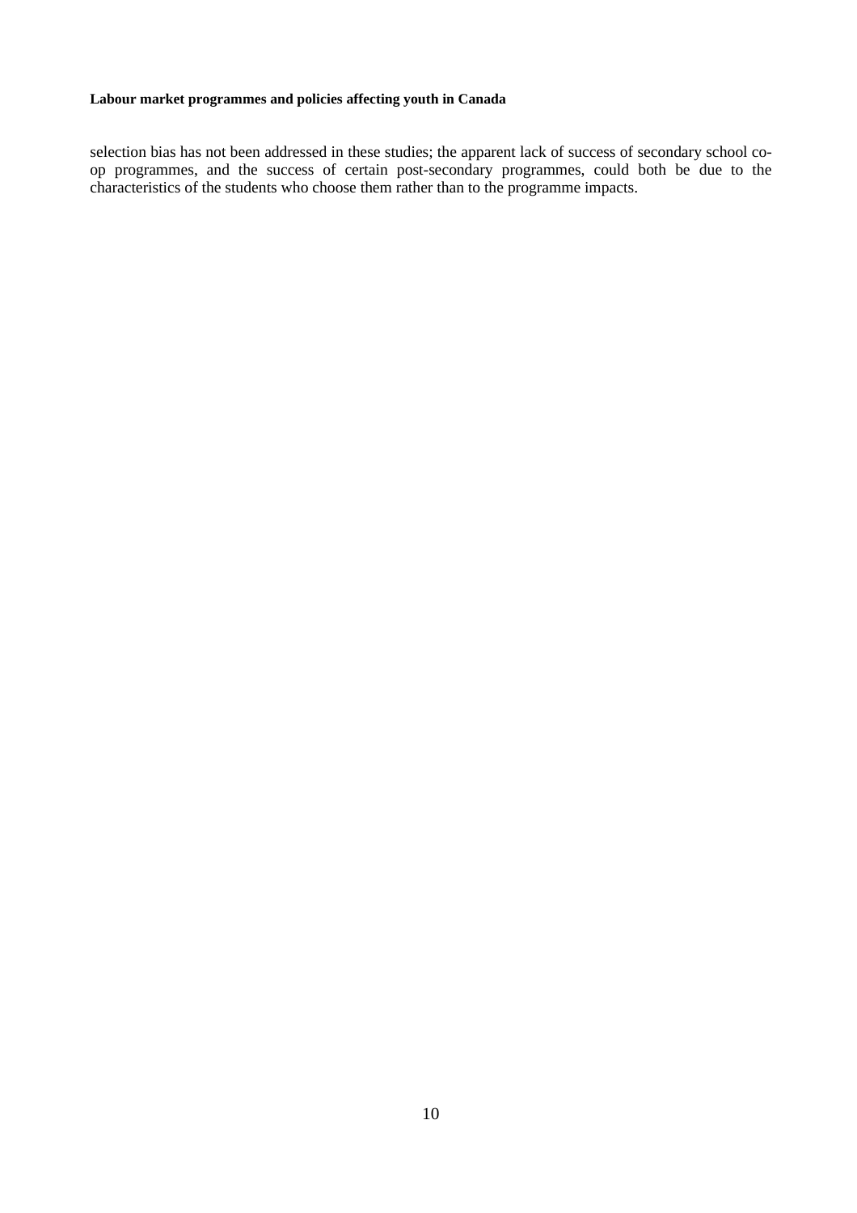selection bias has not been addressed in these studies; the apparent lack of success of secondary school co-op programmes, and the success of certain post-secondary programmes, could both be due to the characteristics of the students who choose them rather than to the programme impacts.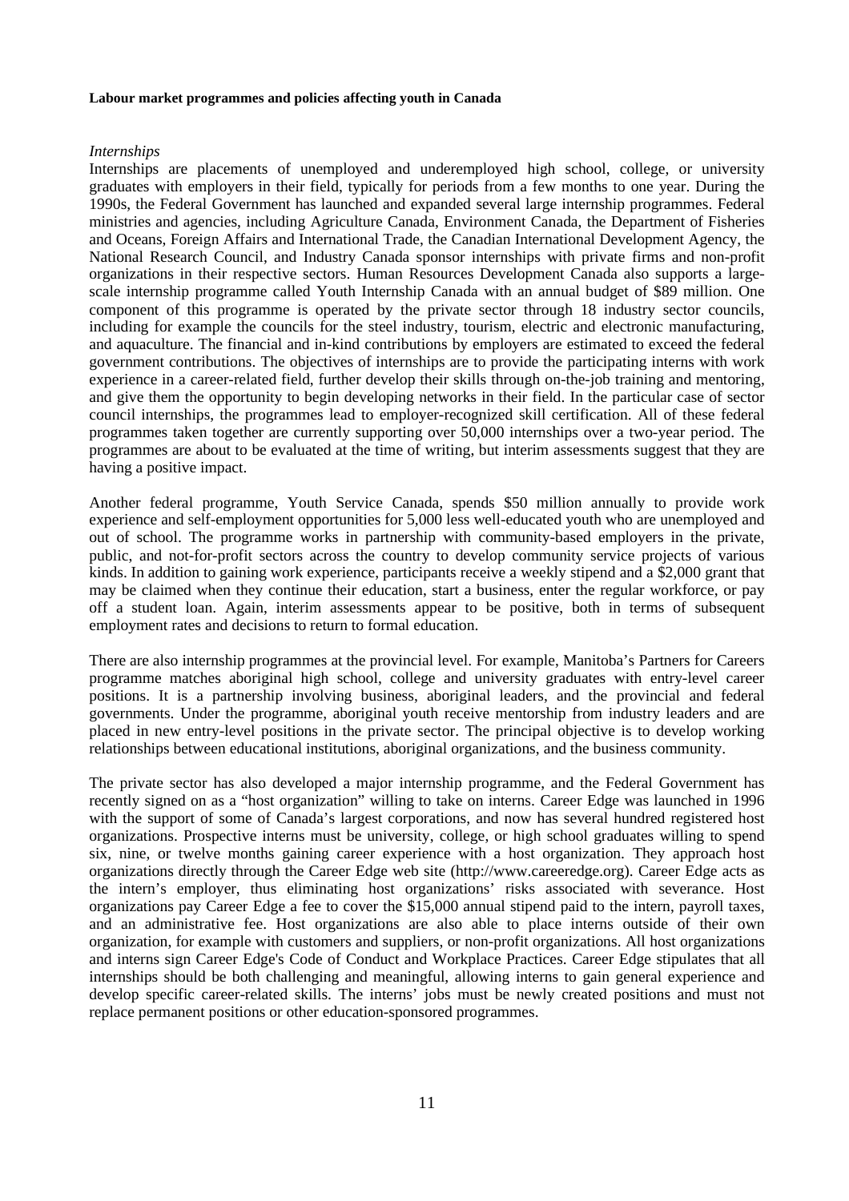**Labour market programmes and policies affecting youth in Canada**

*Internships*

Internships are placements of unemployed and underemployed high school, college, or university graduates with employers in their field, typically for periods from a few months to one year. During the 1990s, the Federal Government has launched and expanded several large internship programmes. Federal ministries and agencies, including Agriculture Canada, Environment Canada, the Department of Fisheries and Oceans, Foreign Affairs and International Trade, the Canadian International Development Agency, the National Research Council, and Industry Canada sponsor internships with private firms and non-profit organizations in their respective sectors. Human Resources Development Canada also supports a large-scale internship programme called Youth Internship Canada with an annual budget of $89 million. One component of this programme is operated by the private sector through 18 industry sector councils, including for example the councils for the steel industry, tourism, electric and electronic manufacturing, and aquaculture. The financial and in-kind contributions by employers are estimated to exceed the federal government contributions. The objectives of internships are to provide the participating interns with work experience in a career-related field, further develop their skills through on-the-job training and mentoring, and give them the opportunity to begin developing networks in their field. In the particular case of sector council internships, the programmes lead to employer-recognized skill certification. All of these federal programmes taken together are currently supporting over 50,000 internships over a two-year period. The programmes are about to be evaluated at the time of writing, but interim assessments suggest that they are having a positive impact.

Another federal programme, Youth Service Canada, spends $50 million annually to provide work experience and self-employment opportunities for 5,000 less well-educated youth who are unemployed and out of school. The programme works in partnership with community-based employers in the private, public, and not-for-profit sectors across the country to develop community service projects of various kinds. In addition to gaining work experience, participants receive a weekly stipend and a $2,000 grant that may be claimed when they continue their education, start a business, enter the regular workforce, or pay off a student loan. Again, interim assessments appear to be positive, both in terms of subsequent employment rates and decisions to return to formal education.

There are also internship programmes at the provincial level. For example, Manitoba's Partners for Careers programme matches aboriginal high school, college and university graduates with entry-level career positions. It is a partnership involving business, aboriginal leaders, and the provincial and federal governments. Under the programme, aboriginal youth receive mentorship from industry leaders and are placed in new entry-level positions in the private sector. The principal objective is to develop working relationships between educational institutions, aboriginal organizations, and the business community.

The private sector has also developed a major internship programme, and the Federal Government has recently signed on as a "host organization" willing to take on interns. Career Edge was launched in 1996 with the support of some of Canada's largest corporations, and now has several hundred registered host organizations. Prospective interns must be university, college, or high school graduates willing to spend six, nine, or twelve months gaining career experience with a host organization. They approach host organizations directly through the Career Edge web site (http://www.careeredge.org). Career Edge acts as the intern's employer, thus eliminating host organizations' risks associated with severance. Host organizations pay Career Edge a fee to cover the $15,000 annual stipend paid to the intern, payroll taxes, and an administrative fee. Host organizations are also able to place interns outside of their own organization, for example with customers and suppliers, or non-profit organizations. All host organizations and interns sign Career Edge's Code of Conduct and Workplace Practices. Career Edge stipulates that all internships should be both challenging and meaningful, allowing interns to gain general experience and develop specific career-related skills. The interns' jobs must be newly created positions and must not replace permanent positions or other education-sponsored programmes.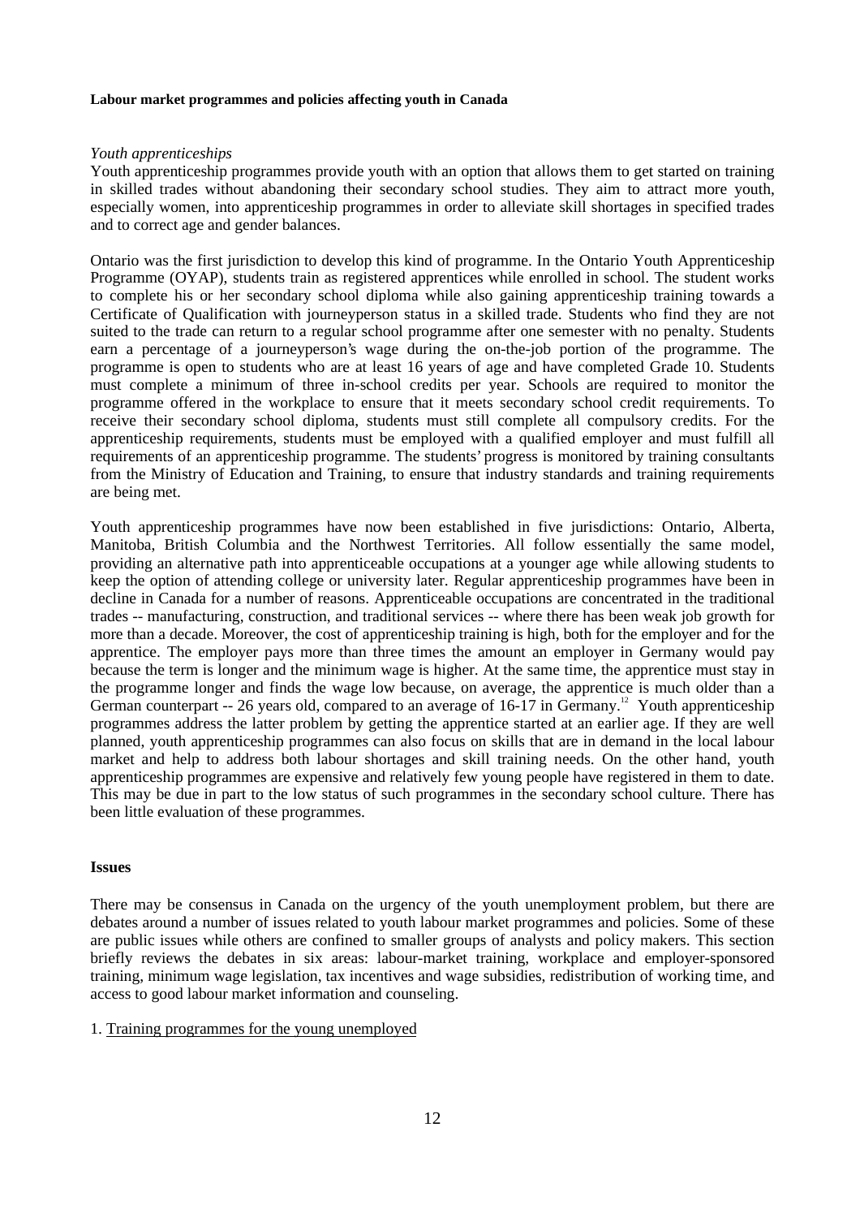**Labour market programmes and policies affecting youth in Canada**

*Youth apprenticeships*

Youth apprenticeship programmes provide youth with an option that allows them to get started on training in skilled trades without abandoning their secondary school studies. They aim to attract more youth, especially women, into apprenticeship programmes in order to alleviate skill shortages in specified trades and to correct age and gender balances.

Ontario was the first jurisdiction to develop this kind of programme. In the Ontario Youth Apprenticeship Programme (OYAP), students train as registered apprentices while enrolled in school. The student works to complete his or her secondary school diploma while also gaining apprenticeship training towards a Certificate of Qualification with journeyperson status in a skilled trade. Students who find they are not suited to the trade can return to a regular school programme after one semester with no penalty. Students earn a percentage of a journeyperson's wage during the on-the-job portion of the programme. The programme is open to students who are at least 16 years of age and have completed Grade 10. Students must complete a minimum of three in-school credits per year. Schools are required to monitor the programme offered in the workplace to ensure that it meets secondary school credit requirements. To receive their secondary school diploma, students must still complete all compulsory credits. For the apprenticeship requirements, students must be employed with a qualified employer and must fulfill all requirements of an apprenticeship programme. The students' progress is monitored by training consultants from the Ministry of Education and Training, to ensure that industry standards and training requirements are being met.

Youth apprenticeship programmes have now been established in five jurisdictions: Ontario, Alberta, Manitoba, British Columbia and the Northwest Territories. All follow essentially the same model, providing an alternative path into apprenticeable occupations at a younger age while allowing students to keep the option of attending college or university later. Regular apprenticeship programmes have been in decline in Canada for a number of reasons. Apprenticeable occupations are concentrated in the traditional trades -- manufacturing, construction, and traditional services -- where there has been weak job growth for more than a decade. Moreover, the cost of apprenticeship training is high, both for the employer and for the apprentice. The employer pays more than three times the amount an employer in Germany would pay because the term is longer and the minimum wage is higher. At the same time, the apprentice must stay in the programme longer and finds the wage low because, on average, the apprentice is much older than a German counterpart -- 26 years old, compared to an average of 16-17 in Germany.[12] Youth apprenticeship programmes address the latter problem by getting the apprentice started at an earlier age. If they are well planned, youth apprenticeship programmes can also focus on skills that are in demand in the local labour market and help to address both labour shortages and skill training needs. On the other hand, youth apprenticeship programmes are expensive and relatively few young people have registered in them to date. This may be due in part to the low status of such programmes in the secondary school culture. There has been little evaluation of these programmes.

**Issues**

There may be consensus in Canada on the urgency of the youth unemployment problem, but there are debates around a number of issues related to youth labour market programmes and policies. Some of these are public issues while others are confined to smaller groups of analysts and policy makers. This section briefly reviews the debates in six areas: labour-market training, workplace and employer-sponsored training, minimum wage legislation, tax incentives and wage subsidies, redistribution of working time, and access to good labour market information and counseling.

1. Training programmes for the young unemployed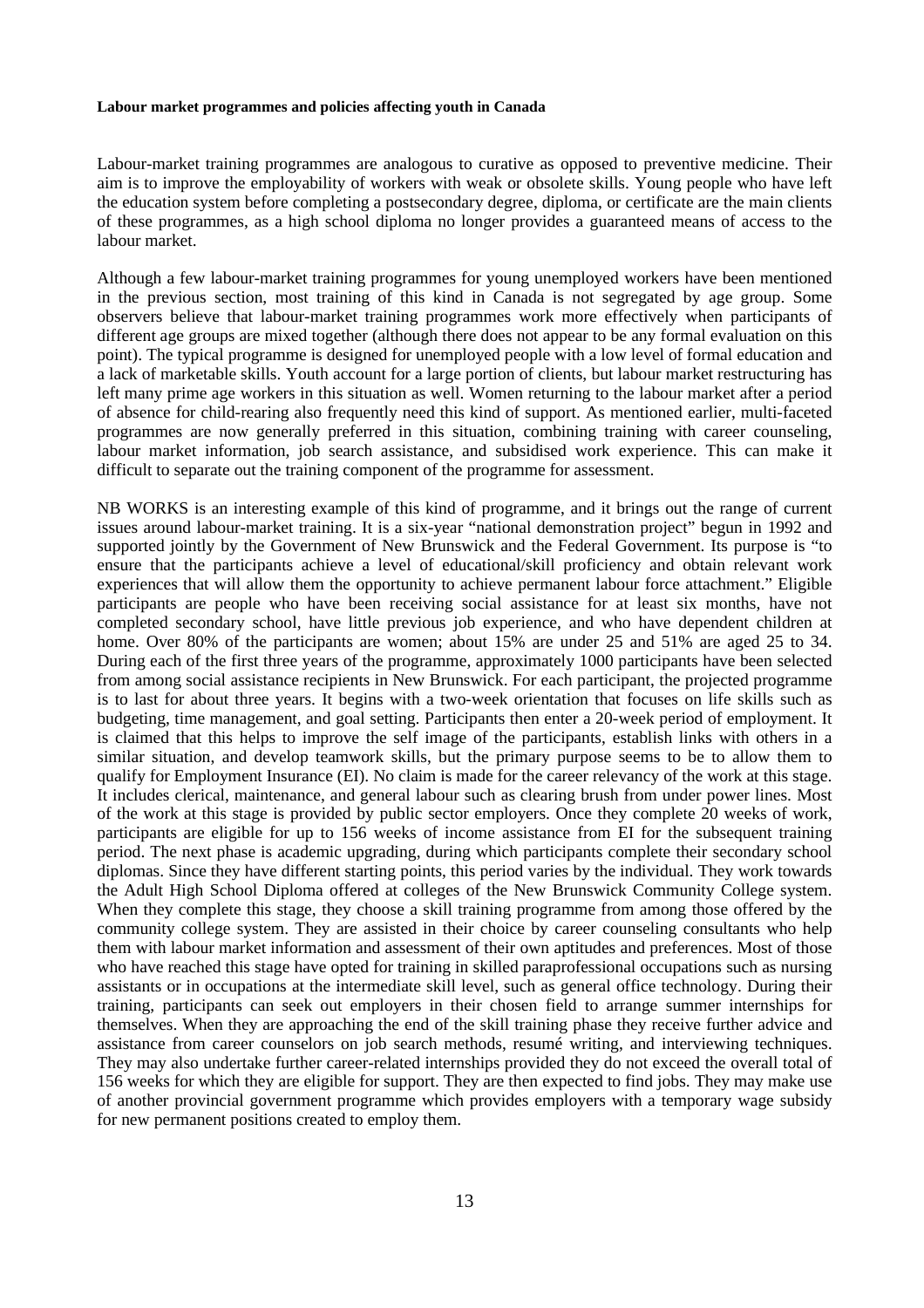**Labour market programmes and policies affecting youth in Canada**

Labour-market training programmes are analogous to curative as opposed to preventive medicine. Their aim is to improve the employability of workers with weak or obsolete skills. Young people who have left the education system before completing a postsecondary degree, diploma, or certificate are the main clients of these programmes, as a high school diploma no longer provides a guaranteed means of access to the labour market.

Although a few labour-market training programmes for young unemployed workers have been mentioned in the previous section, most training of this kind in Canada is not segregated by age group. Some observers believe that labour-market training programmes work more effectively when participants of different age groups are mixed together (although there does not appear to be any formal evaluation on this point). The typical programme is designed for unemployed people with a low level of formal education and a lack of marketable skills. Youth account for a large portion of clients, but labour market restructuring has left many prime age workers in this situation as well. Women returning to the labour market after a period of absence for child-rearing also frequently need this kind of support. As mentioned earlier, multi-faceted programmes are now generally preferred in this situation, combining training with career counseling, labour market information, job search assistance, and subsidised work experience. This can make it difficult to separate out the training component of the programme for assessment.

NB WORKS is an interesting example of this kind of programme, and it brings out the range of current issues around labour-market training. It is a six-year "national demonstration project" begun in 1992 and supported jointly by the Government of New Brunswick and the Federal Government. Its purpose is "to ensure that the participants achieve a level of educational/skill proficiency and obtain relevant work experiences that will allow them the opportunity to achieve permanent labour force attachment." Eligible participants are people who have been receiving social assistance for at least six months, have not completed secondary school, have little previous job experience, and who have dependent children at home. Over 80% of the participants are women; about 15% are under 25 and 51% are aged 25 to 34. During each of the first three years of the programme, approximately 1000 participants have been selected from among social assistance recipients in New Brunswick. For each participant, the projected programme is to last for about three years. It begins with a two-week orientation that focuses on life skills such as budgeting, time management, and goal setting. Participants then enter a 20-week period of employment. It is claimed that this helps to improve the self image of the participants, establish links with others in a similar situation, and develop teamwork skills, but the primary purpose seems to be to allow them to qualify for Employment Insurance (EI). No claim is made for the career relevancy of the work at this stage. It includes clerical, maintenance, and general labour such as clearing brush from under power lines. Most of the work at this stage is provided by public sector employers. Once they complete 20 weeks of work, participants are eligible for up to 156 weeks of income assistance from EI for the subsequent training period. The next phase is academic upgrading, during which participants complete their secondary school diplomas. Since they have different starting points, this period varies by the individual. They work towards the Adult High School Diploma offered at colleges of the New Brunswick Community College system. When they complete this stage, they choose a skill training programme from among those offered by the community college system. They are assisted in their choice by career counseling consultants who help them with labour market information and assessment of their own aptitudes and preferences. Most of those who have reached this stage have opted for training in skilled paraprofessional occupations such as nursing assistants or in occupations at the intermediate skill level, such as general office technology. During their training, participants can seek out employers in their chosen field to arrange summer internships for themselves. When they are approaching the end of the skill training phase they receive further advice and assistance from career counselors on job search methods, resumé writing, and interviewing techniques. They may also undertake further career-related internships provided they do not exceed the overall total of 156 weeks for which they are eligible for support. They are then expected to find jobs. They may make use of another provincial government programme which provides employers with a temporary wage subsidy for new permanent positions created to employ them.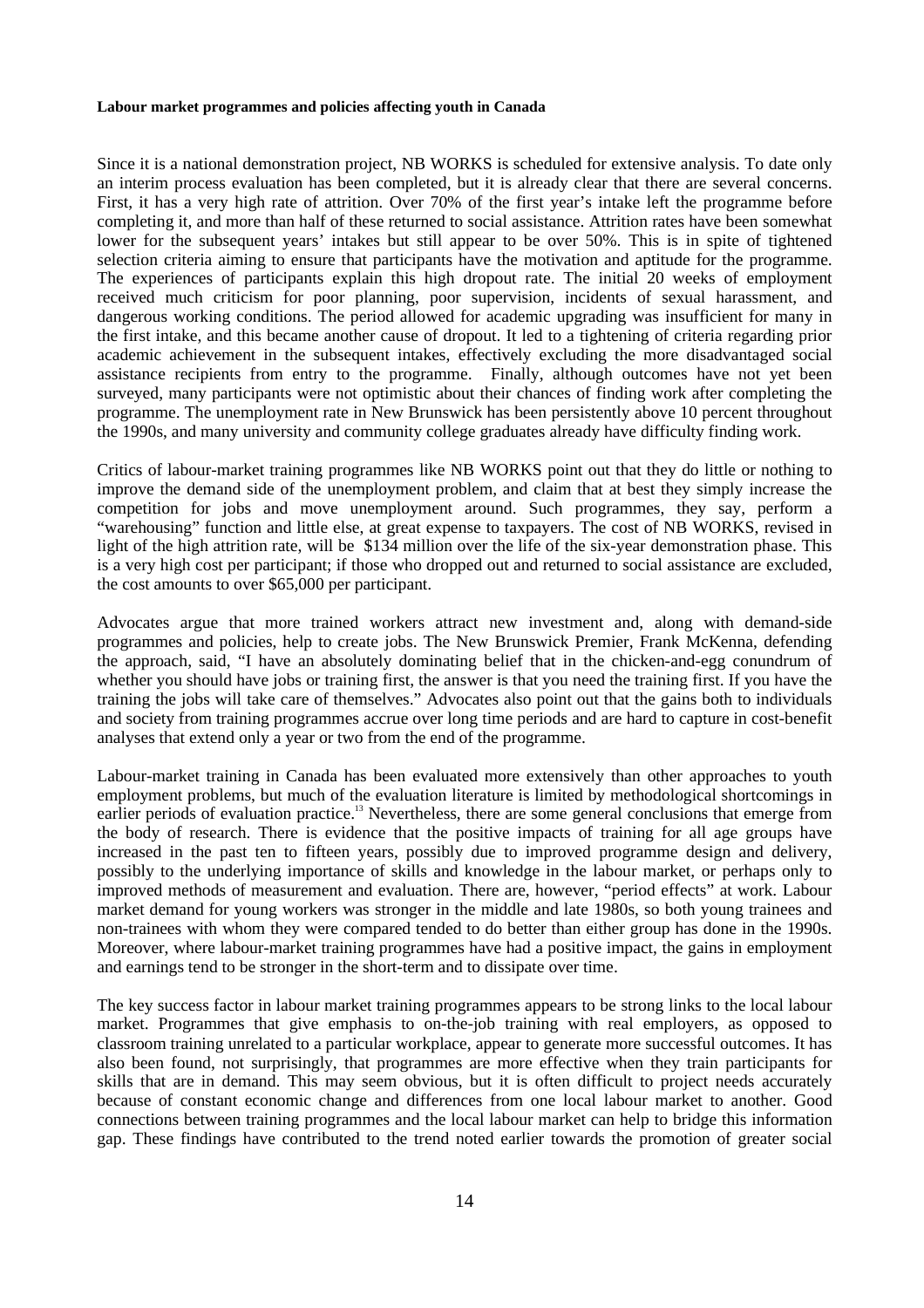Since it is a national demonstration project, NB WORKS is scheduled for extensive analysis. To date only an interim process evaluation has been completed, but it is already clear that there are several concerns. First, it has a very high rate of attrition. Over 70% of the first year's intake left the programme before completing it, and more than half of these returned to social assistance. Attrition rates have been somewhat lower for the subsequent years' intakes but still appear to be over 50%. This is in spite of tightened selection criteria aiming to ensure that participants have the motivation and aptitude for the programme. The experiences of participants explain this high dropout rate. The initial 20 weeks of employment received much criticism for poor planning, poor supervision, incidents of sexual harassment, and dangerous working conditions. The period allowed for academic upgrading was insufficient for many in the first intake, and this became another cause of dropout. It led to a tightening of criteria regarding prior academic achievement in the subsequent intakes, effectively excluding the more disadvantaged social assistance recipients from entry to the programme. Finally, although outcomes have not yet been surveyed, many participants were not optimistic about their chances of finding work after completing the programme. The unemployment rate in New Brunswick has been persistently above 10 percent throughout the 1990s, and many university and community college graduates already have difficulty finding work.

Critics of labour-market training programmes like NB WORKS point out that they do little or nothing to improve the demand side of the unemployment problem, and claim that at best they simply increase the competition for jobs and move unemployment around. Such programmes, they say, perform a "warehousing" function and little else, at great expense to taxpayers. The cost of NB WORKS, revised in light of the high attrition rate, will be $134 million over the life of the six-year demonstration phase. This is a very high cost per participant; if those who dropped out and returned to social assistance are excluded, the cost amounts to over $65,000 per participant.

Advocates argue that more trained workers attract new investment and, along with demand-side programmes and policies, help to create jobs. The New Brunswick Premier, Frank McKenna, defending the approach, said, "I have an absolutely dominating belief that in the chicken-and-egg conundrum of whether you should have jobs or training first, the answer is that you need the training first. If you have the training the jobs will take care of themselves." Advocates also point out that the gains both to individuals and society from training programmes accrue over long time periods and are hard to capture in cost-benefit analyses that extend only a year or two from the end of the programme.

Labour-market training in Canada has been evaluated more extensively than other approaches to youth employment problems, but much of the evaluation literature is limited by methodological shortcomings in earlier periods of evaluation practice.[13] Nevertheless, there are some general conclusions that emerge from the body of research. There is evidence that the positive impacts of training for all age groups have increased in the past ten to fifteen years, possibly due to improved programme design and delivery, possibly to the underlying importance of skills and knowledge in the labour market, or perhaps only to improved methods of measurement and evaluation. There are, however, "period effects" at work. Labour market demand for young workers was stronger in the middle and late 1980s, so both young trainees and non-trainees with whom they were compared tended to do better than either group has done in the 1990s. Moreover, where labour-market training programmes have had a positive impact, the gains in employment and earnings tend to be stronger in the short-term and to dissipate over time.

The key success factor in labour market training programmes appears to be strong links to the local labour market. Programmes that give emphasis to on-the-job training with real employers, as opposed to classroom training unrelated to a particular workplace, appear to generate more successful outcomes. It has also been found, not surprisingly, that programmes are more effective when they train participants for skills that are in demand. This may seem obvious, but it is often difficult to project needs accurately because of constant economic change and differences from one local labour market to another. Good connections between training programmes and the local labour market can help to bridge this information gap. These findings have contributed to the trend noted earlier towards the promotion of greater social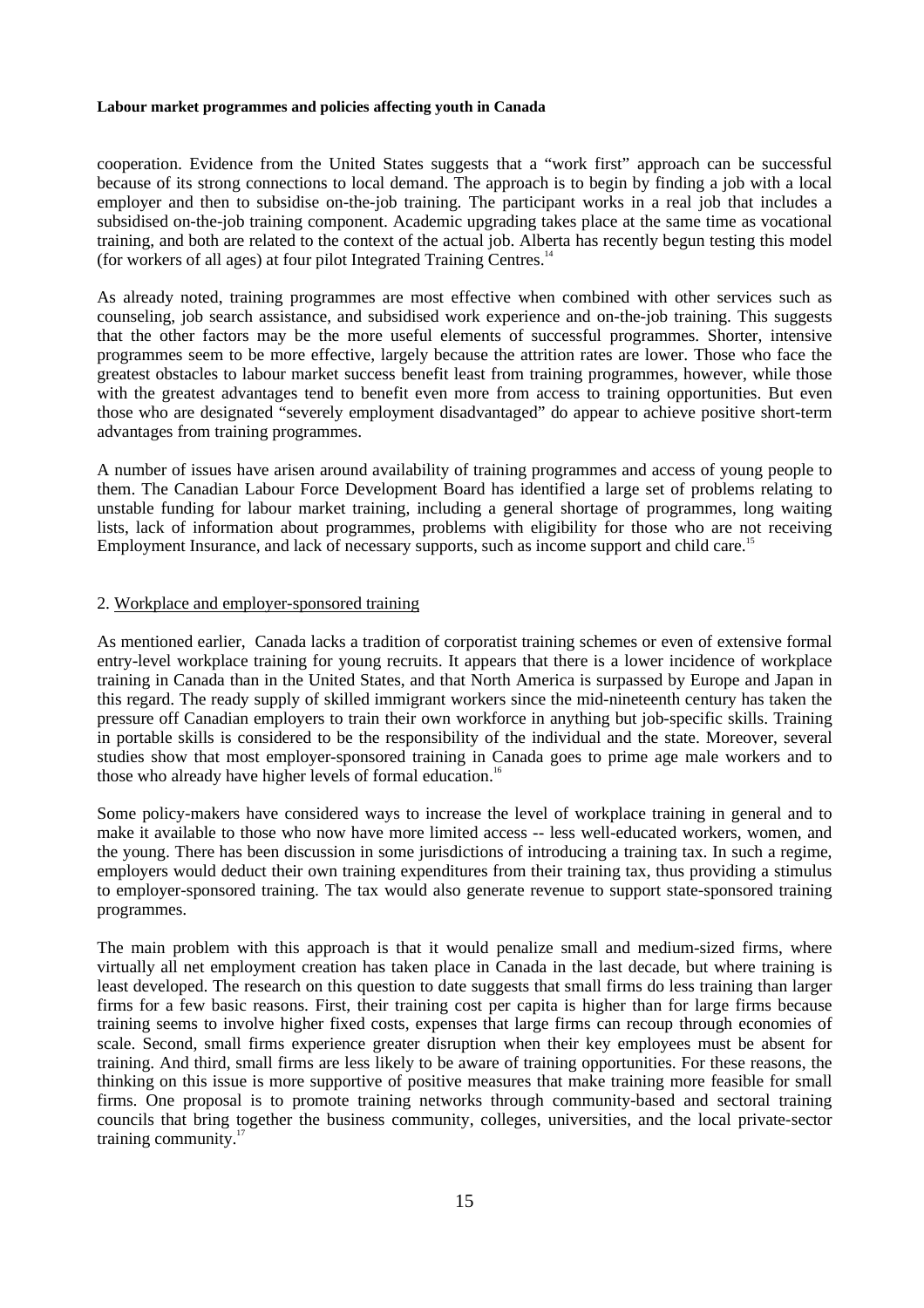cooperation. Evidence from the United States suggests that a "work first" approach can be successful because of its strong connections to local demand. The approach is to begin by finding a job with a local employer and then to subsidise on-the-job training. The participant works in a real job that includes a subsidised on-the-job training component. Academic upgrading takes place at the same time as vocational training, and both are related to the context of the actual job. Alberta has recently begun testing this model (for workers of all ages) at four pilot Integrated Training Centres.[14]

As already noted, training programmes are most effective when combined with other services such as counseling, job search assistance, and subsidised work experience and on-the-job training. This suggests that the other factors may be the more useful elements of successful programmes. Shorter, intensive programmes seem to be more effective, largely because the attrition rates are lower. Those who face the greatest obstacles to labour market success benefit least from training programmes, however, while those with the greatest advantages tend to benefit even more from access to training opportunities. But even those who are designated "severely employment disadvantaged" do appear to achieve positive short-term advantages from training programmes.

A number of issues have arisen around availability of training programmes and access of young people to them. The Canadian Labour Force Development Board has identified a large set of problems relating to unstable funding for labour market training, including a general shortage of programmes, long waiting lists, lack of information about programmes, problems with eligibility for those who are not receiving Employment Insurance, and lack of necessary supports, such as income support and child care.[15]

2. Workplace and employer-sponsored training

As mentioned earlier, Canada lacks a tradition of corporatist training schemes or even of extensive formal entry-level workplace training for young recruits. It appears that there is a lower incidence of workplace training in Canada than in the United States, and that North America is surpassed by Europe and Japan in this regard. The ready supply of skilled immigrant workers since the mid-nineteenth century has taken the pressure off Canadian employers to train their own workforce in anything but job-specific skills. Training in portable skills is considered to be the responsibility of the individual and the state. Moreover, several studies show that most employer-sponsored training in Canada goes to prime age male workers and to those who already have higher levels of formal education.[16]

Some policy-makers have considered ways to increase the level of workplace training in general and to make it available to those who now have more limited access -- less well-educated workers, women, and the young. There has been discussion in some jurisdictions of introducing a training tax. In such a regime, employers would deduct their own training expenditures from their training tax, thus providing a stimulus to employer-sponsored training. The tax would also generate revenue to support state-sponsored training programmes.

The main problem with this approach is that it would penalize small and medium-sized firms, where virtually all net employment creation has taken place in Canada in the last decade, but where training is least developed. The research on this question to date suggests that small firms do less training than larger firms for a few basic reasons. First, their training cost per capita is higher than for large firms because training seems to involve higher fixed costs, expenses that large firms can recoup through economies of scale. Second, small firms experience greater disruption when their key employees must be absent for training. And third, small firms are less likely to be aware of training opportunities. For these reasons, the thinking on this issue is more supportive of positive measures that make training more feasible for small firms. One proposal is to promote training networks through community-based and sectoral training councils that bring together the business community, colleges, universities, and the local private-sector training community.[17]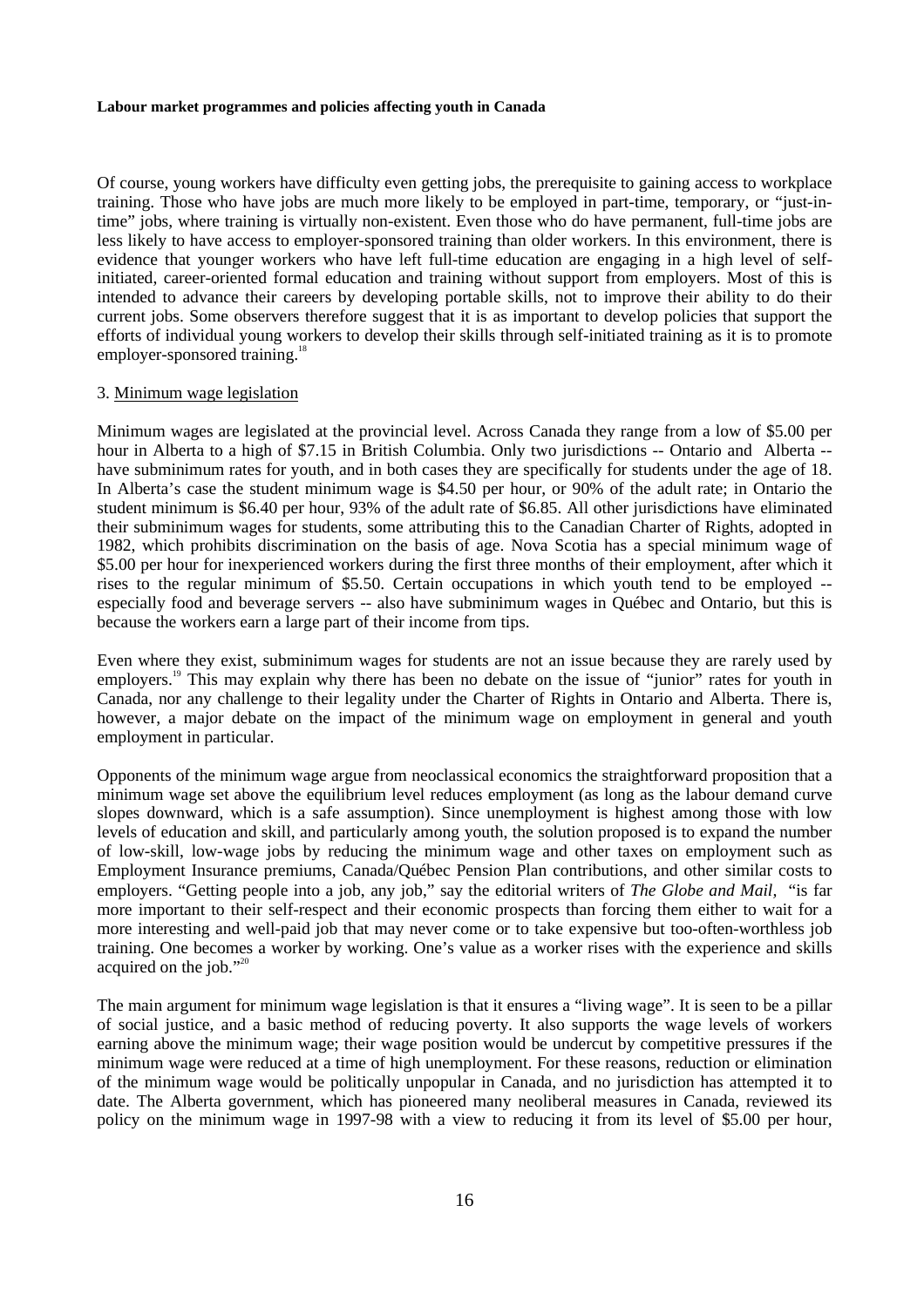Of course, young workers have difficulty even getting jobs, the prerequisite to gaining access to workplace training. Those who have jobs are much more likely to be employed in part-time, temporary, or "just-in-time" jobs, where training is virtually non-existent. Even those who do have permanent, full-time jobs are less likely to have access to employer-sponsored training than older workers. In this environment, there is evidence that younger workers who have left full-time education are engaging in a high level of self-initiated, career-oriented formal education and training without support from employers. Most of this is intended to advance their careers by developing portable skills, not to improve their ability to do their current jobs. Some observers therefore suggest that it is as important to develop policies that support the efforts of individual young workers to develop their skills through self-initiated training as it is to promote employer-sponsored training.[18]

3. Minimum wage legislation

Minimum wages are legislated at the provincial level. Across Canada they range from a low of $5.00 per hour in Alberta to a high of $7.15 in British Columbia. Only two jurisdictions -- Ontario and Alberta -- have subminimum rates for youth, and in both cases they are specifically for students under the age of 18. In Alberta's case the student minimum wage is $4.50 per hour, or 90% of the adult rate; in Ontario the student minimum is $6.40 per hour, 93% of the adult rate of $6.85. All other jurisdictions have eliminated their subminimum wages for students, some attributing this to the Canadian Charter of Rights, adopted in 1982, which prohibits discrimination on the basis of age. Nova Scotia has a special minimum wage of $5.00 per hour for inexperienced workers during the first three months of their employment, after which it rises to the regular minimum of $5.50. Certain occupations in which youth tend to be employed -- especially food and beverage servers -- also have subminimum wages in Québec and Ontario, but this is because the workers earn a large part of their income from tips.

Even where they exist, subminimum wages for students are not an issue because they are rarely used by employers.[19] This may explain why there has been no debate on the issue of "junior" rates for youth in Canada, nor any challenge to their legality under the Charter of Rights in Ontario and Alberta. There is, however, a major debate on the impact of the minimum wage on employment in general and youth employment in particular.

Opponents of the minimum wage argue from neoclassical economics the straightforward proposition that a minimum wage set above the equilibrium level reduces employment (as long as the labour demand curve slopes downward, which is a safe assumption). Since unemployment is highest among those with low levels of education and skill, and particularly among youth, the solution proposed is to expand the number of low-skill, low-wage jobs by reducing the minimum wage and other taxes on employment such as Employment Insurance premiums, Canada/Québec Pension Plan contributions, and other similar costs to employers. "Getting people into a job, any job," say the editorial writers of *The Globe and Mail,* "is far more important to their self-respect and their economic prospects than forcing them either to wait for a more interesting and well-paid job that may never come or to take expensive but too-often-worthless job training. One becomes a worker by working. One's value as a worker rises with the experience and skills acquired on the job."[20]

The main argument for minimum wage legislation is that it ensures a "living wage". It is seen to be a pillar of social justice, and a basic method of reducing poverty. It also supports the wage levels of workers earning above the minimum wage; their wage position would be undercut by competitive pressures if the minimum wage were reduced at a time of high unemployment. For these reasons, reduction or elimination of the minimum wage would be politically unpopular in Canada, and no jurisdiction has attempted it to date. The Alberta government, which has pioneered many neoliberal measures in Canada, reviewed its policy on the minimum wage in 1997-98 with a view to reducing it from its level of $5.00 per hour,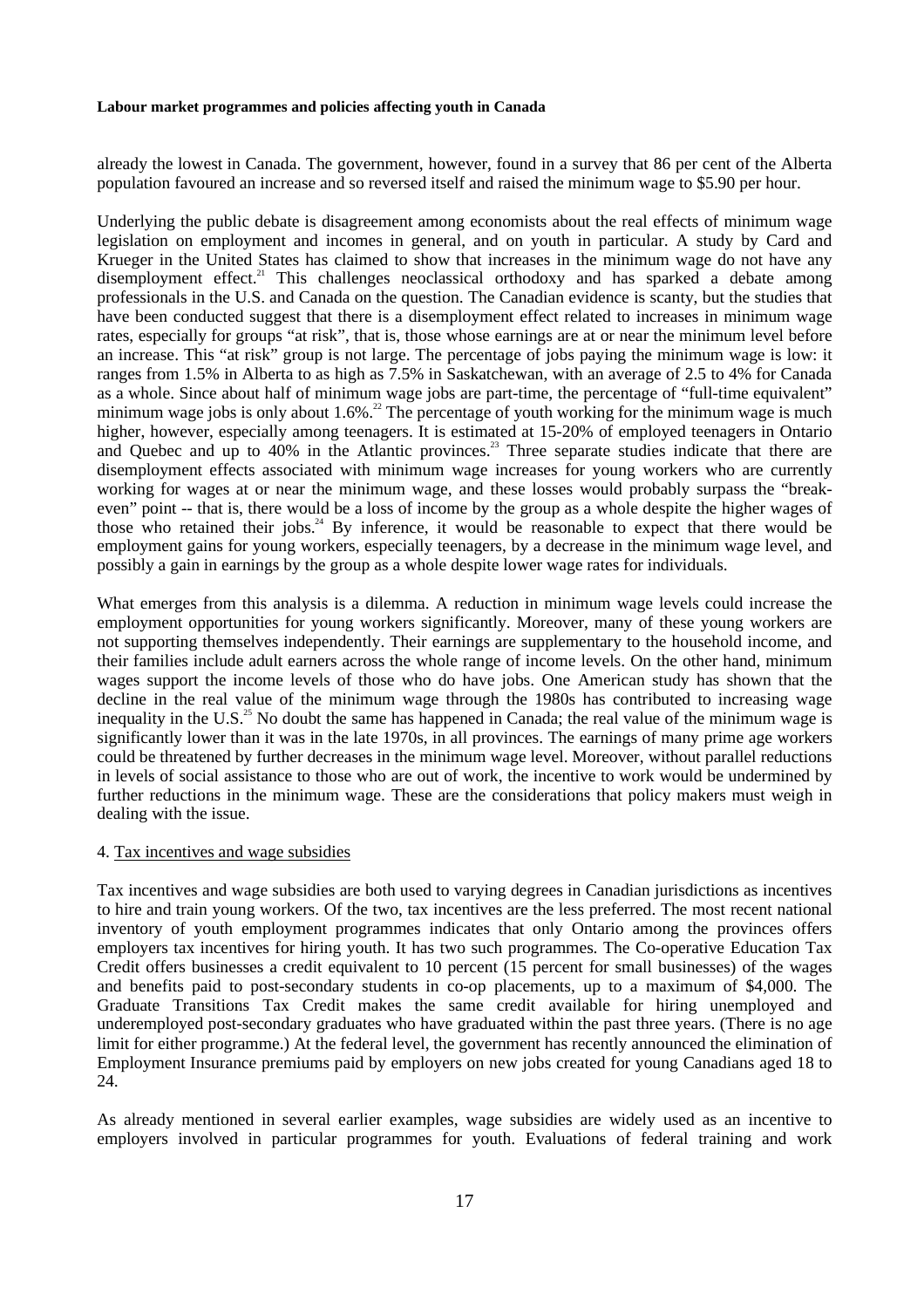already the lowest in Canada. The government, however, found in a survey that 86 per cent of the Alberta population favoured an increase and so reversed itself and raised the minimum wage to $5.90 per hour.

Underlying the public debate is disagreement among economists about the real effects of minimum wage legislation on employment and incomes in general, and on youth in particular. A study by Card and Krueger in the United States has claimed to show that increases in the minimum wage do not have any disemployment effect.[21] This challenges neoclassical orthodoxy and has sparked a debate among professionals in the U.S. and Canada on the question. The Canadian evidence is scanty, but the studies that have been conducted suggest that there is a disemployment effect related to increases in minimum wage rates, especially for groups "at risk", that is, those whose earnings are at or near the minimum level before an increase. This "at risk" group is not large. The percentage of jobs paying the minimum wage is low: it ranges from 1.5% in Alberta to as high as 7.5% in Saskatchewan, with an average of 2.5 to 4% for Canada as a whole. Since about half of minimum wage jobs are part-time, the percentage of "full-time equivalent" minimum wage jobs is only about 1.6%.[22] The percentage of youth working for the minimum wage is much higher, however, especially among teenagers. It is estimated at 15-20% of employed teenagers in Ontario and Quebec and up to 40% in the Atlantic provinces.[23] Three separate studies indicate that there are disemployment effects associated with minimum wage increases for young workers who are currently working for wages at or near the minimum wage, and these losses would probably surpass the "break-even" point -- that is, there would be a loss of income by the group as a whole despite the higher wages of those who retained their jobs.[24] By inference, it would be reasonable to expect that there would be employment gains for young workers, especially teenagers, by a decrease in the minimum wage level, and possibly a gain in earnings by the group as a whole despite lower wage rates for individuals.

What emerges from this analysis is a dilemma. A reduction in minimum wage levels could increase the employment opportunities for young workers significantly. Moreover, many of these young workers are not supporting themselves independently. Their earnings are supplementary to the household income, and their families include adult earners across the whole range of income levels. On the other hand, minimum wages support the income levels of those who do have jobs. One American study has shown that the decline in the real value of the minimum wage through the 1980s has contributed to increasing wage inequality in the U.S.[25] No doubt the same has happened in Canada; the real value of the minimum wage is significantly lower than it was in the late 1970s, in all provinces. The earnings of many prime age workers could be threatened by further decreases in the minimum wage level. Moreover, without parallel reductions in levels of social assistance to those who are out of work, the incentive to work would be undermined by further reductions in the minimum wage. These are the considerations that policy makers must weigh in dealing with the issue.

4. Tax incentives and wage subsidies

Tax incentives and wage subsidies are both used to varying degrees in Canadian jurisdictions as incentives to hire and train young workers. Of the two, tax incentives are the less preferred. The most recent national inventory of youth employment programmes indicates that only Ontario among the provinces offers employers tax incentives for hiring youth. It has two such programmes. The Co-operative Education Tax Credit offers businesses a credit equivalent to 10 percent (15 percent for small businesses) of the wages and benefits paid to post-secondary students in co-op placements, up to a maximum of $4,000. The Graduate Transitions Tax Credit makes the same credit available for hiring unemployed and underemployed post-secondary graduates who have graduated within the past three years. (There is no age limit for either programme.) At the federal level, the government has recently announced the elimination of Employment Insurance premiums paid by employers on new jobs created for young Canadians aged 18 to 24.

As already mentioned in several earlier examples, wage subsidies are widely used as an incentive to employers involved in particular programmes for youth. Evaluations of federal training and work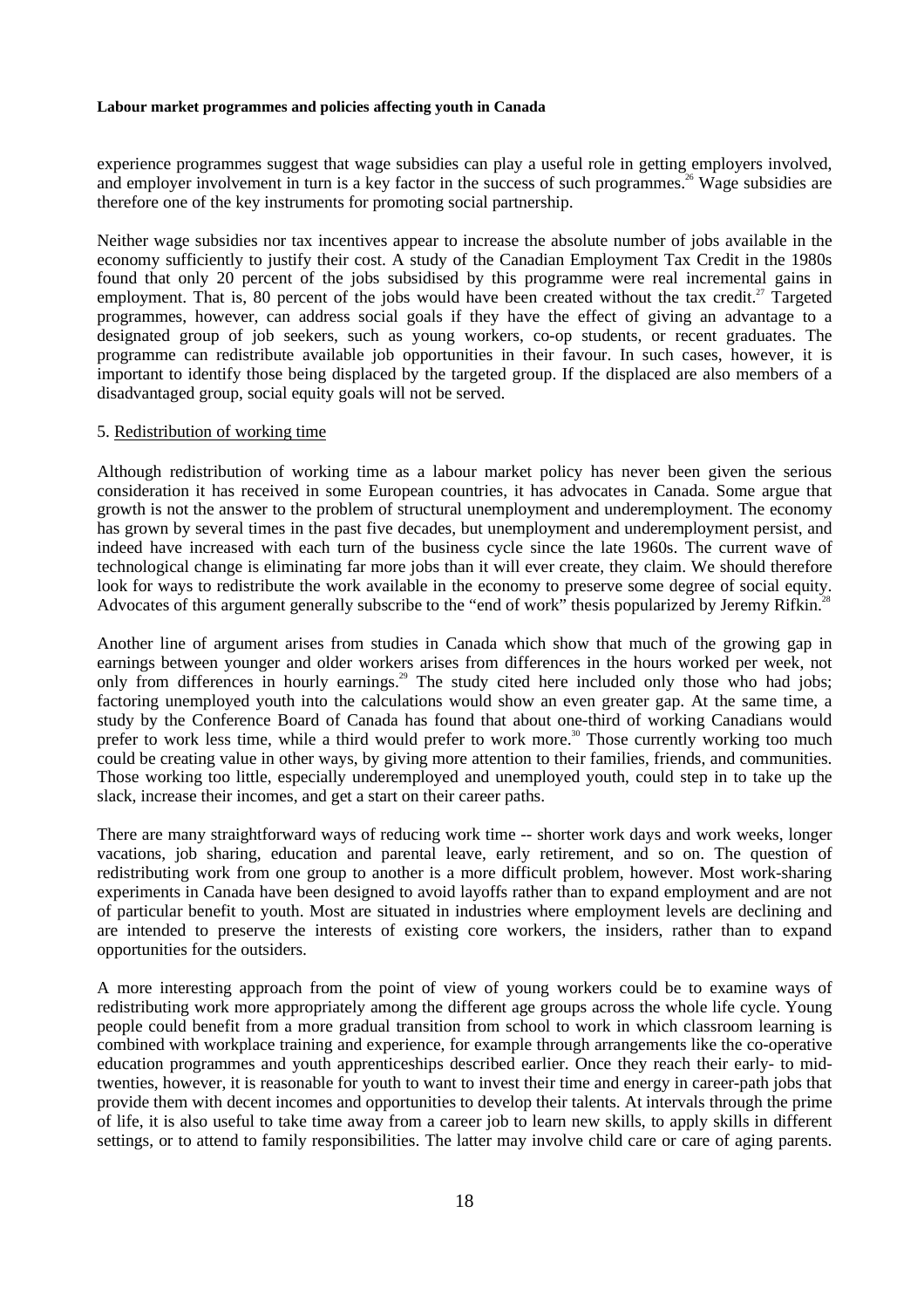experience programmes suggest that wage subsidies can play a useful role in getting employers involved, and employer involvement in turn is a key factor in the success of such programmes.[26] Wage subsidies are therefore one of the key instruments for promoting social partnership.

Neither wage subsidies nor tax incentives appear to increase the absolute number of jobs available in the economy sufficiently to justify their cost. A study of the Canadian Employment Tax Credit in the 1980s found that only 20 percent of the jobs subsidised by this programme were real incremental gains in employment. That is, 80 percent of the jobs would have been created without the tax credit.[27] Targeted programmes, however, can address social goals if they have the effect of giving an advantage to a designated group of job seekers, such as young workers, co-op students, or recent graduates. The programme can redistribute available job opportunities in their favour. In such cases, however, it is important to identify those being displaced by the targeted group. If the displaced are also members of a disadvantaged group, social equity goals will not be served.

5. Redistribution of working time

Although redistribution of working time as a labour market policy has never been given the serious consideration it has received in some European countries, it has advocates in Canada. Some argue that growth is not the answer to the problem of structural unemployment and underemployment. The economy has grown by several times in the past five decades, but unemployment and underemployment persist, and indeed have increased with each turn of the business cycle since the late 1960s. The current wave of technological change is eliminating far more jobs than it will ever create, they claim. We should therefore look for ways to redistribute the work available in the economy to preserve some degree of social equity. Advocates of this argument generally subscribe to the "end of work" thesis popularized by Jeremy Rifkin.[28]

Another line of argument arises from studies in Canada which show that much of the growing gap in earnings between younger and older workers arises from differences in the hours worked per week, not only from differences in hourly earnings.[29] The study cited here included only those who had jobs; factoring unemployed youth into the calculations would show an even greater gap. At the same time, a study by the Conference Board of Canada has found that about one-third of working Canadians would prefer to work less time, while a third would prefer to work more.[30] Those currently working too much could be creating value in other ways, by giving more attention to their families, friends, and communities. Those working too little, especially underemployed and unemployed youth, could step in to take up the slack, increase their incomes, and get a start on their career paths.

There are many straightforward ways of reducing work time -- shorter work days and work weeks, longer vacations, job sharing, education and parental leave, early retirement, and so on. The question of redistributing work from one group to another is a more difficult problem, however. Most work-sharing experiments in Canada have been designed to avoid layoffs rather than to expand employment and are not of particular benefit to youth. Most are situated in industries where employment levels are declining and are intended to preserve the interests of existing core workers, the insiders, rather than to expand opportunities for the outsiders.

A more interesting approach from the point of view of young workers could be to examine ways of redistributing work more appropriately among the different age groups across the whole life cycle. Young people could benefit from a more gradual transition from school to work in which classroom learning is combined with workplace training and experience, for example through arrangements like the co-operative education programmes and youth apprenticeships described earlier. Once they reach their early- to mid-twenties, however, it is reasonable for youth to want to invest their time and energy in career-path jobs that provide them with decent incomes and opportunities to develop their talents. At intervals through the prime of life, it is also useful to take time away from a career job to learn new skills, to apply skills in different settings, or to attend to family responsibilities. The latter may involve child care or care of aging parents.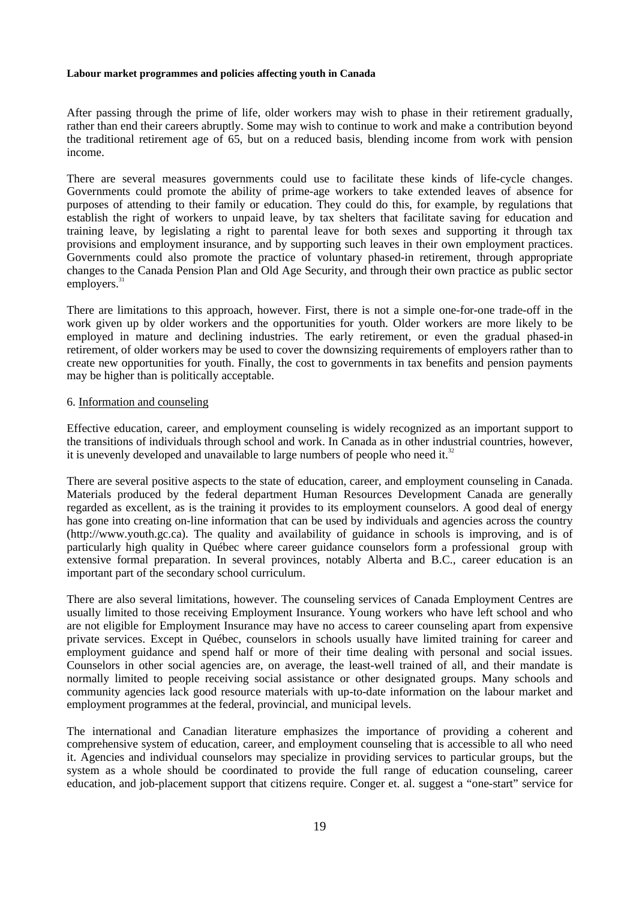After passing through the prime of life, older workers may wish to phase in their retirement gradually, rather than end their careers abruptly. Some may wish to continue to work and make a contribution beyond the traditional retirement age of 65, but on a reduced basis, blending income from work with pension income.

There are several measures governments could use to facilitate these kinds of life-cycle changes. Governments could promote the ability of prime-age workers to take extended leaves of absence for purposes of attending to their family or education. They could do this, for example, by regulations that establish the right of workers to unpaid leave, by tax shelters that facilitate saving for education and training leave, by legislating a right to parental leave for both sexes and supporting it through tax provisions and employment insurance, and by supporting such leaves in their own employment practices. Governments could also promote the practice of voluntary phased-in retirement, through appropriate changes to the Canada Pension Plan and Old Age Security, and through their own practice as public sector employers.[31]

There are limitations to this approach, however. First, there is not a simple one-for-one trade-off in the work given up by older workers and the opportunities for youth. Older workers are more likely to be employed in mature and declining industries. The early retirement, or even the gradual phased-in retirement, of older workers may be used to cover the downsizing requirements of employers rather than to create new opportunities for youth. Finally, the cost to governments in tax benefits and pension payments may be higher than is politically acceptable.

6. Information and counseling

Effective education, career, and employment counseling is widely recognized as an important support to the transitions of individuals through school and work. In Canada as in other industrial countries, however, it is unevenly developed and unavailable to large numbers of people who need it.[32]

There are several positive aspects to the state of education, career, and employment counseling in Canada. Materials produced by the federal department Human Resources Development Canada are generally regarded as excellent, as is the training it provides to its employment counselors. A good deal of energy has gone into creating on-line information that can be used by individuals and agencies across the country (http://www.youth.gc.ca). The quality and availability of guidance in schools is improving, and is of particularly high quality in Québec where career guidance counselors form a professional group with extensive formal preparation. In several provinces, notably Alberta and B.C., career education is an important part of the secondary school curriculum.

There are also several limitations, however. The counseling services of Canada Employment Centres are usually limited to those receiving Employment Insurance. Young workers who have left school and who are not eligible for Employment Insurance may have no access to career counseling apart from expensive private services. Except in Québec, counselors in schools usually have limited training for career and employment guidance and spend half or more of their time dealing with personal and social issues. Counselors in other social agencies are, on average, the least-well trained of all, and their mandate is normally limited to people receiving social assistance or other designated groups. Many schools and community agencies lack good resource materials with up-to-date information on the labour market and employment programmes at the federal, provincial, and municipal levels.

The international and Canadian literature emphasizes the importance of providing a coherent and comprehensive system of education, career, and employment counseling that is accessible to all who need it. Agencies and individual counselors may specialize in providing services to particular groups, but the system as a whole should be coordinated to provide the full range of education counseling, career education, and job-placement support that citizens require. Conger et. al. suggest a "one-start" service for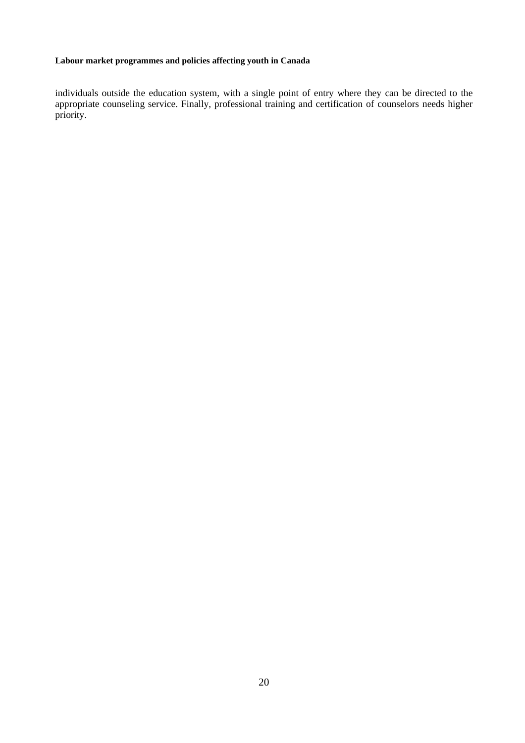individuals outside the education system, with a single point of entry where they can be directed to the appropriate counseling service. Finally, professional training and certification of counselors needs higher priority.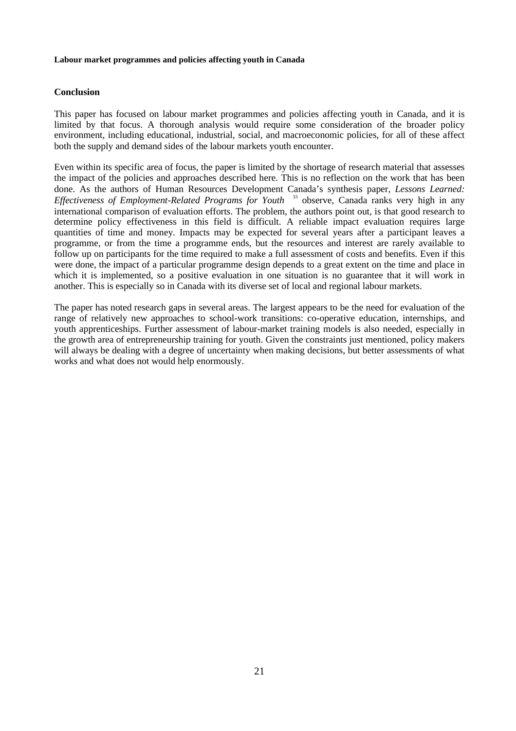## Conclusion

This paper has focused on labour market programmes and policies affecting youth in Canada, and it is limited by that focus. A thorough analysis would require some consideration of the broader policy environment, including educational, industrial, social, and macroeconomic policies, for all of these affect both the supply and demand sides of the labour markets youth encounter.

Even within its specific area of focus, the paper is limited by the shortage of research material that assesses the impact of the policies and approaches described here. This is no reflection on the work that has been done. As the authors of Human Resources Development Canada's synthesis paper, *Lessons Learned: Effectiveness of Employment-Related Programs for Youth* [33] observe, Canada ranks very high in any international comparison of evaluation efforts. The problem, the authors point out, is that good research to determine policy effectiveness in this field is difficult. A reliable impact evaluation requires large quantities of time and money. Impacts may be expected for several years after a participant leaves a programme, or from the time a programme ends, but the resources and interest are rarely available to follow up on participants for the time required to make a full assessment of costs and benefits. Even if this were done, the impact of a particular programme design depends to a great extent on the time and place in which it is implemented, so a positive evaluation in one situation is no guarantee that it will work in another. This is especially so in Canada with its diverse set of local and regional labour markets.

The paper has noted research gaps in several areas. The largest appears to be the need for evaluation of the range of relatively new approaches to school-work transitions: co-operative education, internships, and youth apprenticeships. Further assessment of labour-market training models is also needed, especially in the growth area of entrepreneurship training for youth. Given the constraints just mentioned, policy makers will always be dealing with a degree of uncertainty when making decisions, but better assessments of what works and what does not would help enormously.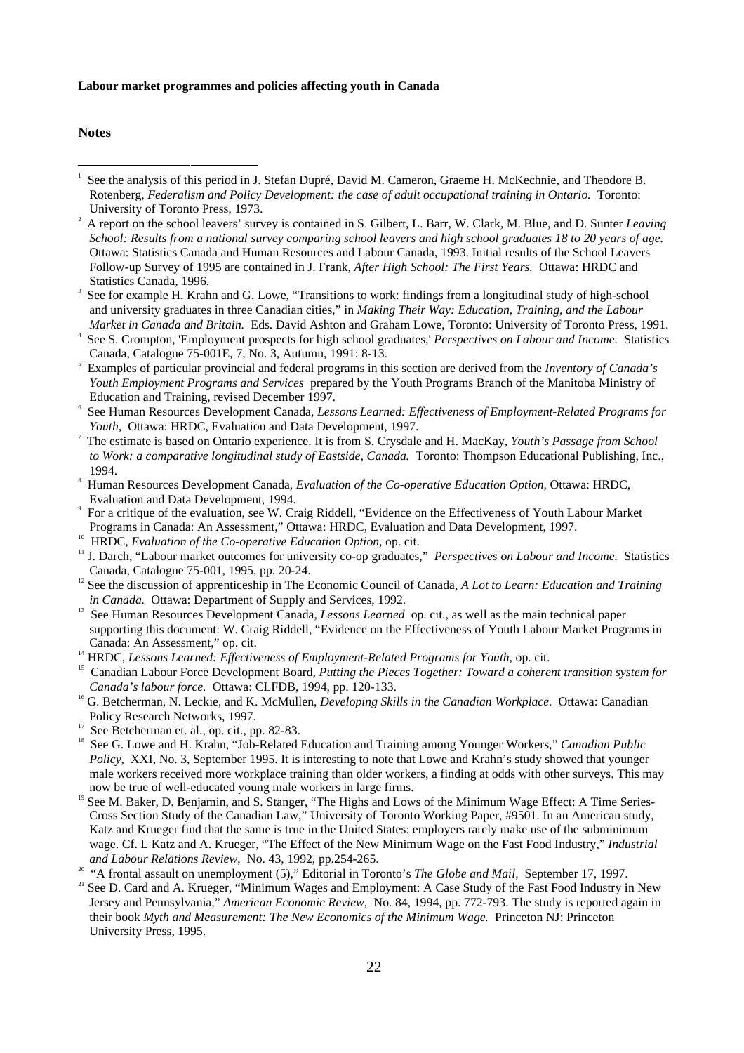**Labour market programmes and policies affecting youth in Canada**

**Notes**

[1] See the analysis of this period in J. Stefan Dupré, David M. Cameron, Graeme H. McKechnie, and Theodore B. Rotenberg, *Federalism and Policy Development: the case of adult occupational training in Ontario.* Toronto: University of Toronto Press, 1973.

[2] A report on the school leavers' survey is contained in S. Gilbert, L. Barr, W. Clark, M. Blue, and D. Sunter *Leaving School: Results from a national survey comparing school leavers and high school graduates 18 to 20 years of age.* Ottawa: Statistics Canada and Human Resources and Labour Canada, 1993. Initial results of the School Leavers Follow-up Survey of 1995 are contained in J. Frank, *After High School: The First Years.* Ottawa: HRDC and Statistics Canada, 1996.

[3] See for example H. Krahn and G. Lowe, "Transitions to work: findings from a longitudinal study of high-school and university graduates in three Canadian cities," in *Making Their Way: Education, Training, and the Labour Market in Canada and Britain.* Eds. David Ashton and Graham Lowe, Toronto: University of Toronto Press, 1991.

[4] See S. Crompton, 'Employment prospects for high school graduates,' *Perspectives on Labour and Income.* Statistics Canada, Catalogue 75-001E, 7, No. 3, Autumn, 1991: 8-13.

[5] Examples of particular provincial and federal programs in this section are derived from the *Inventory of Canada's Youth Employment Programs and Services* prepared by the Youth Programs Branch of the Manitoba Ministry of Education and Training, revised December 1997.

[6] See Human Resources Development Canada, *Lessons Learned: Effectiveness of Employment-Related Programs for Youth,* Ottawa: HRDC, Evaluation and Data Development, 1997.

[7] The estimate is based on Ontario experience. It is from S. Crysdale and H. MacKay, *Youth's Passage from School to Work: a comparative longitudinal study of Eastside, Canada.* Toronto: Thompson Educational Publishing, Inc., 1994.

[8] Human Resources Development Canada, *Evaluation of the Co-operative Education Option,* Ottawa: HRDC, Evaluation and Data Development, 1994.

[9] For a critique of the evaluation, see W. Craig Riddell, "Evidence on the Effectiveness of Youth Labour Market Programs in Canada: An Assessment," Ottawa: HRDC, Evaluation and Data Development, 1997.

[10] HRDC, *Evaluation of the Co-operative Education Option,* op. cit.

[11] J. Darch, "Labour market outcomes for university co-op graduates," *Perspectives on Labour and Income.* Statistics Canada, Catalogue 75-001, 1995, pp. 20-24.

[12] See the discussion of apprenticeship in The Economic Council of Canada, *A Lot to Learn: Education and Training in Canada.* Ottawa: Department of Supply and Services, 1992.

[13] See Human Resources Development Canada, *Lessons Learned* op. cit., as well as the main technical paper supporting this document: W. Craig Riddell, "Evidence on the Effectiveness of Youth Labour Market Programs in Canada: An Assessment," op. cit.

[14] HRDC, *Lessons Learned: Effectiveness of Employment-Related Programs for Youth,* op. cit.

[15] Canadian Labour Force Development Board, *Putting the Pieces Together: Toward a coherent transition system for Canada's labour force.* Ottawa: CLFDB, 1994, pp. 120-133.

[16] G. Betcherman, N. Leckie, and K. McMullen, *Developing Skills in the Canadian Workplace.* Ottawa: Canadian Policy Research Networks, 1997.

[17] See Betcherman et. al., op. cit., pp. 82-83.

[18] See G. Lowe and H. Krahn, "Job-Related Education and Training among Younger Workers," *Canadian Public Policy,* XXI, No. 3, September 1995. It is interesting to note that Lowe and Krahn's study showed that younger male workers received more workplace training than older workers, a finding at odds with other surveys. This may now be true of well-educated young male workers in large firms.

[19] See M. Baker, D. Benjamin, and S. Stanger, "The Highs and Lows of the Minimum Wage Effect: A Time Series-Cross Section Study of the Canadian Law," University of Toronto Working Paper, #9501. In an American study, Katz and Krueger find that the same is true in the United States: employers rarely make use of the subminimum wage. Cf. L Katz and A. Krueger, "The Effect of the New Minimum Wage on the Fast Food Industry," *Industrial and Labour Relations Review*, No. 43, 1992, pp.254-265.

[20] "A frontal assault on unemployment (5)," Editorial in Toronto's *The Globe and Mail,* September 17, 1997.

[21] See D. Card and A. Krueger, "Minimum Wages and Employment: A Case Study of the Fast Food Industry in New Jersey and Pennsylvania," *American Economic Review,* No. 84, 1994, pp. 772-793. The study is reported again in their book *Myth and Measurement: The New Economics of the Minimum Wage.* Princeton NJ: Princeton University Press, 1995.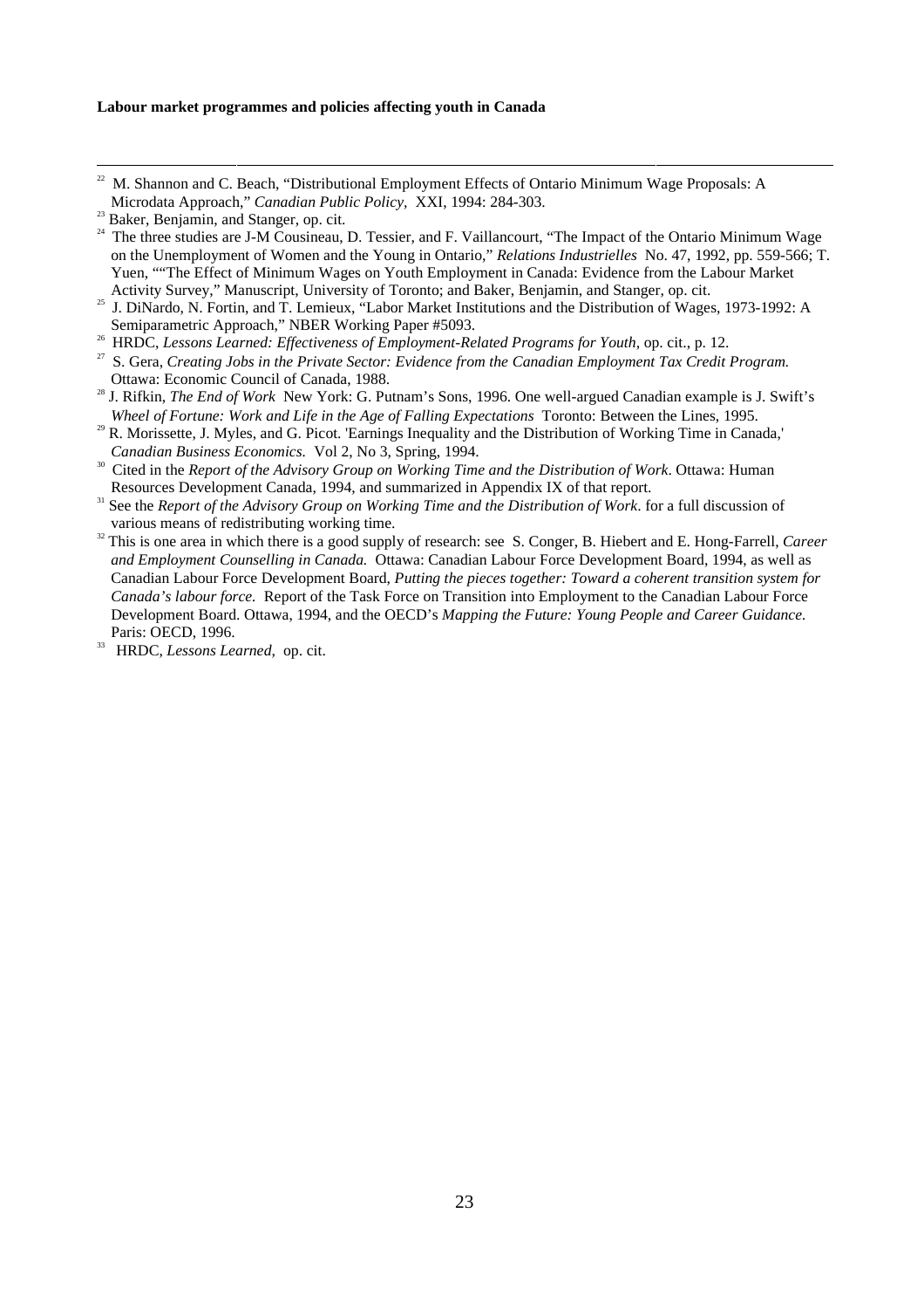[22] M. Shannon and C. Beach, "Distributional Employment Effects of Ontario Minimum Wage Proposals: A Microdata Approach," *Canadian Public Policy*, XXI, 1994: 284-303.

[23] Baker, Benjamin, and Stanger, op. cit.

[24] The three studies are J-M Cousineau, D. Tessier, and F. Vaillancourt, "The Impact of the Ontario Minimum Wage on the Unemployment of Women and the Young in Ontario," *Relations Industrielles* No. 47, 1992, pp. 559-566; T. Yuen, ""The Effect of Minimum Wages on Youth Employment in Canada: Evidence from the Labour Market Activity Survey," Manuscript, University of Toronto; and Baker, Benjamin, and Stanger, op. cit.

[25] J. DiNardo, N. Fortin, and T. Lemieux, "Labor Market Institutions and the Distribution of Wages, 1973-1992: A Semiparametric Approach," NBER Working Paper #5093.

[26] HRDC, *Lessons Learned: Effectiveness of Employment-Related Programs for Youth*, op. cit., p. 12.

[27] S. Gera, *Creating Jobs in the Private Sector: Evidence from the Canadian Employment Tax Credit Program.* Ottawa: Economic Council of Canada, 1988.

[28] J. Rifkin, *The End of Work* New York: G. Putnam's Sons, 1996. One well-argued Canadian example is J. Swift's *Wheel of Fortune: Work and Life in the Age of Falling Expectations* Toronto: Between the Lines, 1995.

[29] R. Morissette, J. Myles, and G. Picot. 'Earnings Inequality and the Distribution of Working Time in Canada,' *Canadian Business Economics.* Vol 2, No 3, Spring, 1994.

[30] Cited in the *Report of the Advisory Group on Working Time and the Distribution of Work*. Ottawa: Human Resources Development Canada, 1994, and summarized in Appendix IX of that report.

[31] See the *Report of the Advisory Group on Working Time and the Distribution of Work*. for a full discussion of various means of redistributing working time.

[32] This is one area in which there is a good supply of research: see S. Conger, B. Hiebert and E. Hong-Farrell, *Career and Employment Counselling in Canada.* Ottawa: Canadian Labour Force Development Board, 1994, as well as Canadian Labour Force Development Board, *Putting the pieces together: Toward a coherent transition system for Canada's labour force.* Report of the Task Force on Transition into Employment to the Canadian Labour Force Development Board. Ottawa, 1994, and the OECD's *Mapping the Future: Young People and Career Guidance.* Paris: OECD, 1996.

[33] HRDC, *Lessons Learned,* op. cit.